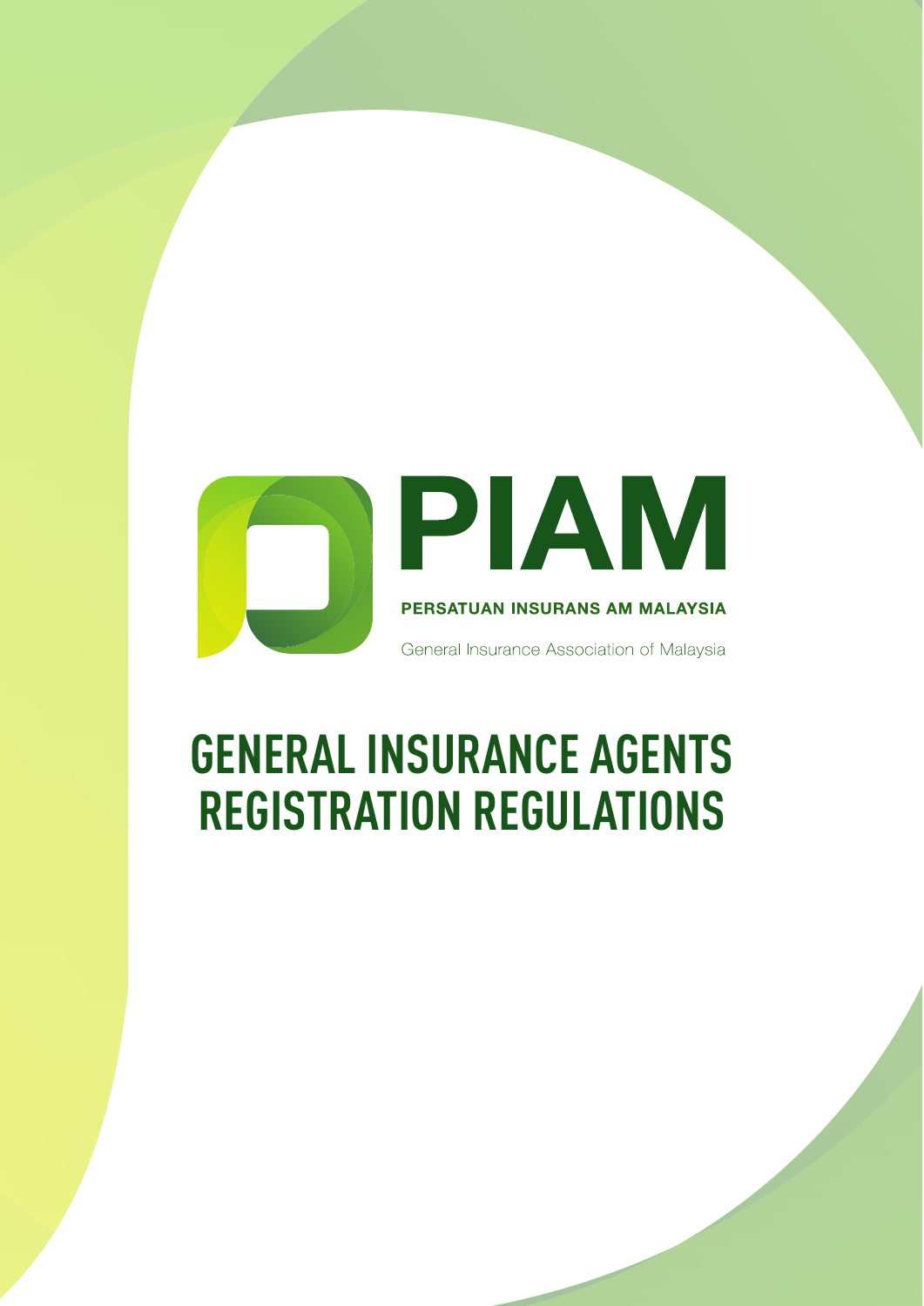PIAM

PERSATUAN INSURANS AM MALAYSIA

General Insurance Association of Malaysia

# GENERAL INSURANCE AGENTS REGISTRATION REGULATIONS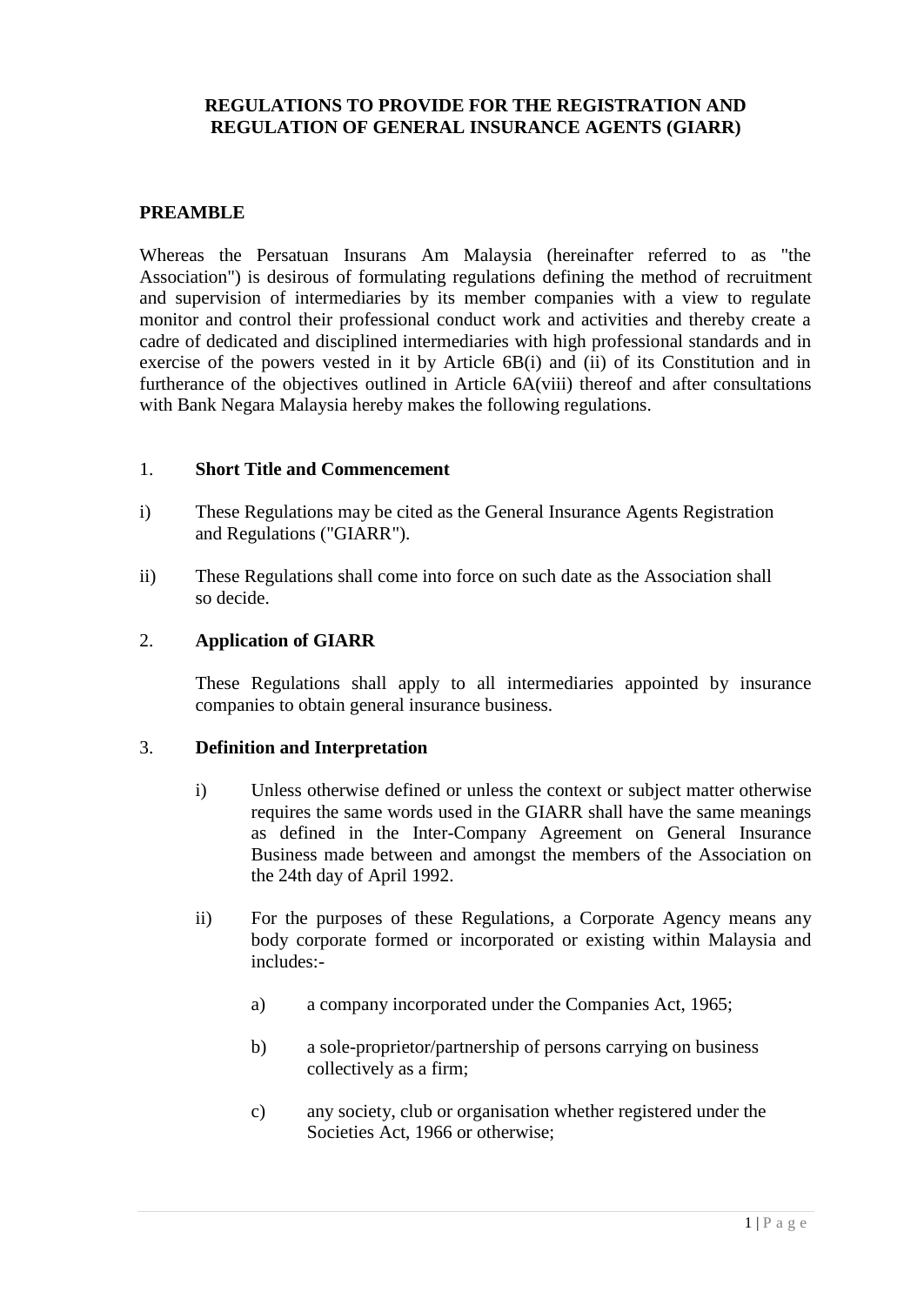**REGULATIONS TO PROVIDE FOR THE REGISTRATION AND REGULATION OF GENERAL INSURANCE AGENTS (GIARR)**

**PREAMBLE**

Whereas the Persatuan Insurans Am Malaysia (hereinafter referred to as "the Association") is desirous of formulating regulations defining the method of recruitment and supervision of intermediaries by its member companies with a view to regulate monitor and control their professional conduct work and activities and thereby create a cadre of dedicated and disciplined intermediaries with high professional standards and in exercise of the powers vested in it by Article 6B(i) and (ii) of its Constitution and in furtherance of the objectives outlined in Article 6A(viii) thereof and after consultations with Bank Negara Malaysia hereby makes the following regulations.

1. **Short Title and Commencement**

i) These Regulations may be cited as the General Insurance Agents Registration and Regulations ("GIARR").

ii) These Regulations shall come into force on such date as the Association shall so decide.

2. **Application of GIARR**

These Regulations shall apply to all intermediaries appointed by insurance companies to obtain general insurance business.

3. **Definition and Interpretation**

i) Unless otherwise defined or unless the context or subject matter otherwise requires the same words used in the GIARR shall have the same meanings as defined in the Inter-Company Agreement on General Insurance Business made between and amongst the members of the Association on the 24th day of April 1992.

ii) For the purposes of these Regulations, a Corporate Agency means any body corporate formed or incorporated or existing within Malaysia and includes:-

a) a company incorporated under the Companies Act, 1965;

b) a sole-proprietor/partnership of persons carrying on business collectively as a firm;

c) any society, club or organisation whether registered under the Societies Act, 1966 or otherwise;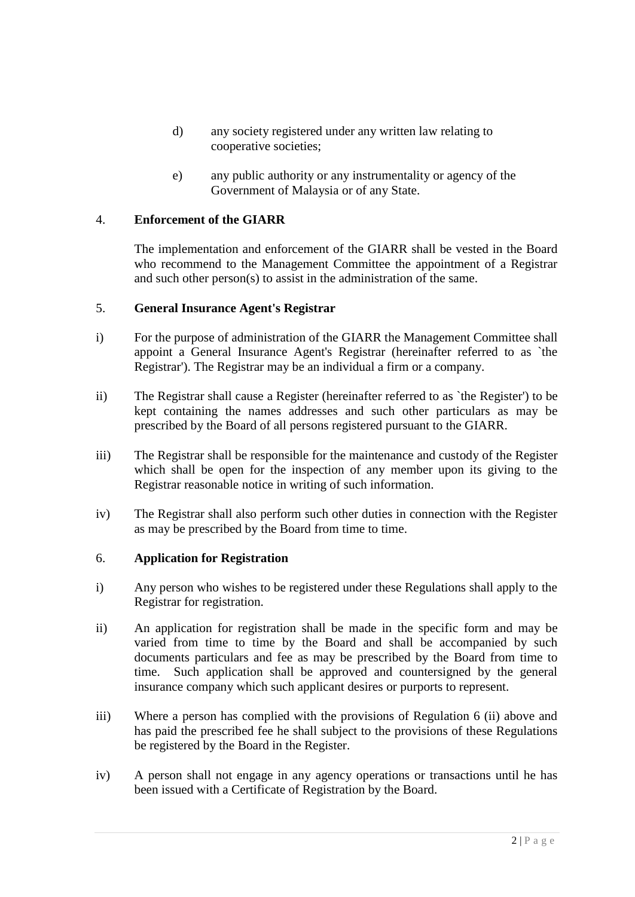d) any society registered under any written law relating to cooperative societies;

e) any public authority or any instrumentality or agency of the Government of Malaysia or of any State.

## 4. Enforcement of the GIARR

The implementation and enforcement of the GIARR shall be vested in the Board who recommend to the Management Committee the appointment of a Registrar and such other person(s) to assist in the administration of the same.

## 5. General Insurance Agent's Registrar

i) For the purpose of administration of the GIARR the Management Committee shall appoint a General Insurance Agent's Registrar (hereinafter referred to as `the Registrar'). The Registrar may be an individual a firm or a company.

ii) The Registrar shall cause a Register (hereinafter referred to as `the Register') to be kept containing the names addresses and such other particulars as may be prescribed by the Board of all persons registered pursuant to the GIARR.

iii) The Registrar shall be responsible for the maintenance and custody of the Register which shall be open for the inspection of any member upon its giving to the Registrar reasonable notice in writing of such information.

iv) The Registrar shall also perform such other duties in connection with the Register as may be prescribed by the Board from time to time.

## 6. Application for Registration

i) Any person who wishes to be registered under these Regulations shall apply to the Registrar for registration.

ii) An application for registration shall be made in the specific form and may be varied from time to time by the Board and shall be accompanied by such documents particulars and fee as may be prescribed by the Board from time to time. Such application shall be approved and countersigned by the general insurance company which such applicant desires or purports to represent.

iii) Where a person has complied with the provisions of Regulation 6 (ii) above and has paid the prescribed fee he shall subject to the provisions of these Regulations be registered by the Board in the Register.

iv) A person shall not engage in any agency operations or transactions until he has been issued with a Certificate of Registration by the Board.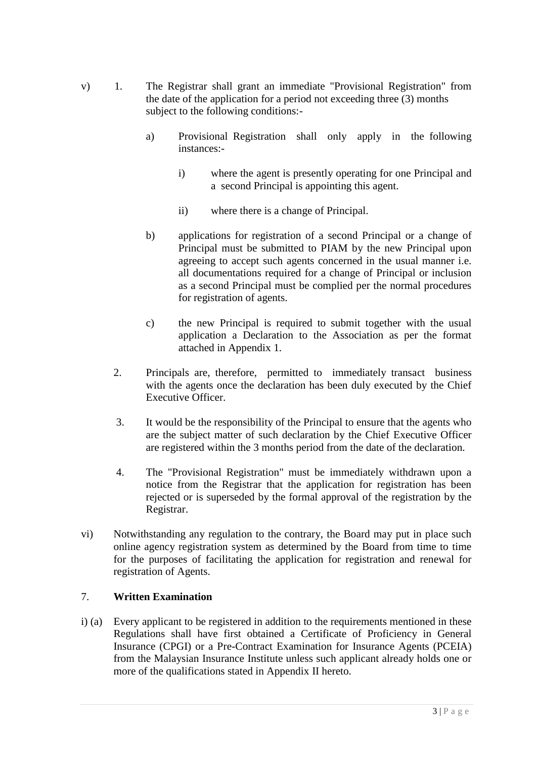v) 1. The Registrar shall grant an immediate "Provisional Registration" from the date of the application for a period not exceeding three (3) months subject to the following conditions:-

   a) Provisional Registration shall only apply in the following instances:-

      i) where the agent is presently operating for one Principal and a second Principal is appointing this agent.

      ii) where there is a change of Principal.

   b) applications for registration of a second Principal or a change of Principal must be submitted to PIAM by the new Principal upon agreeing to accept such agents concerned in the usual manner i.e. all documentations required for a change of Principal or inclusion as a second Principal must be complied per the normal procedures for registration of agents.

   c) the new Principal is required to submit together with the usual application a Declaration to the Association as per the format attached in Appendix 1.

2. Principals are, therefore, permitted to immediately transact business with the agents once the declaration has been duly executed by the Chief Executive Officer.

3. It would be the responsibility of the Principal to ensure that the agents who are the subject matter of such declaration by the Chief Executive Officer are registered within the 3 months period from the date of the declaration.

4. The "Provisional Registration" must be immediately withdrawn upon a notice from the Registrar that the application for registration has been rejected or is superseded by the formal approval of the registration by the Registrar.

vi) Notwithstanding any regulation to the contrary, the Board may put in place such online agency registration system as determined by the Board from time to time for the purposes of facilitating the application for registration and renewal for registration of Agents.

## 7. **Written Examination**

i) (a) Every applicant to be registered in addition to the requirements mentioned in these Regulations shall have first obtained a Certificate of Proficiency in General Insurance (CPGI) or a Pre-Contract Examination for Insurance Agents (PCEIA) from the Malaysian Insurance Institute unless such applicant already holds one or more of the qualifications stated in Appendix II hereto.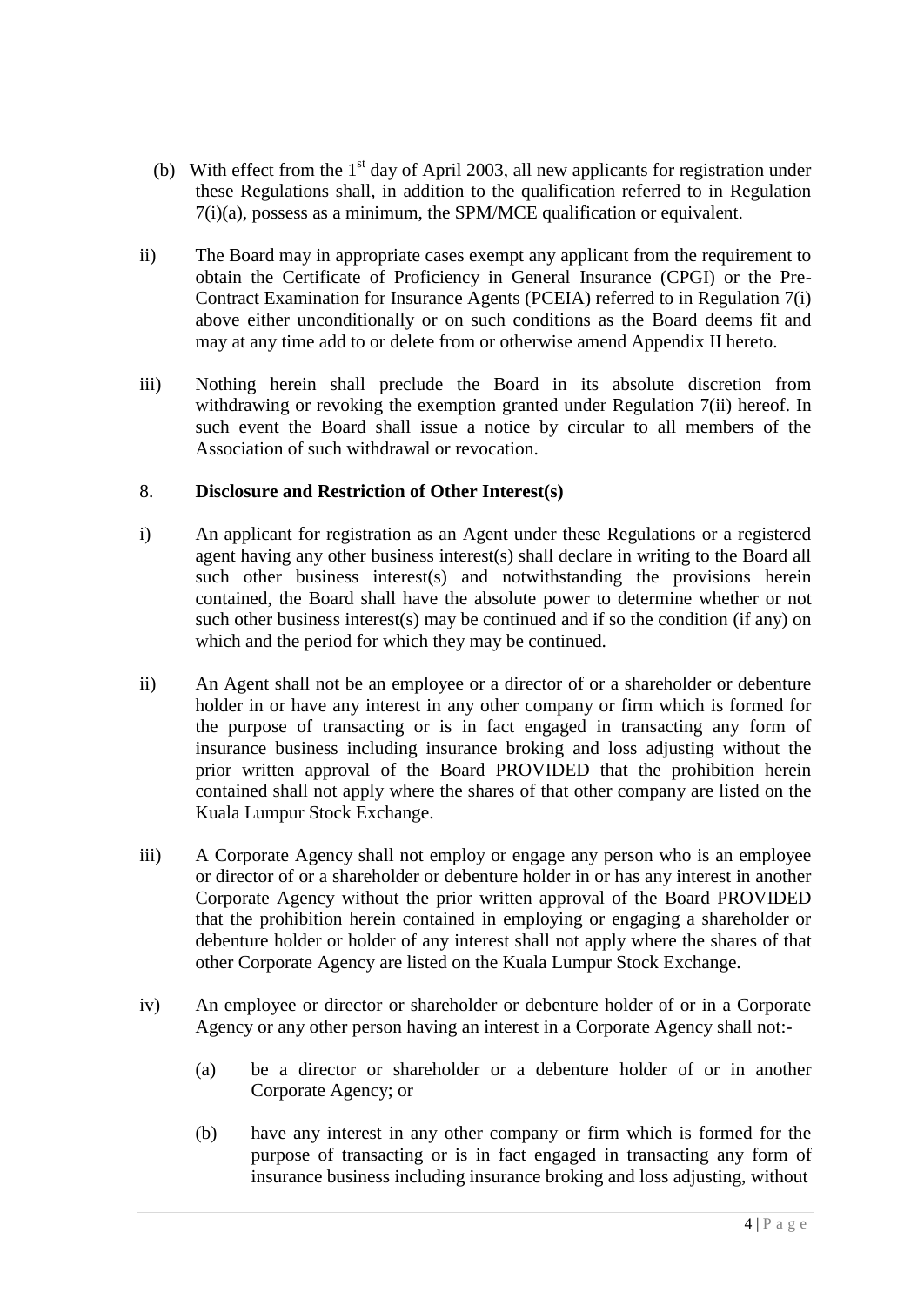(b) With effect from the 1st day of April 2003, all new applicants for registration under these Regulations shall, in addition to the qualification referred to in Regulation 7(i)(a), possess as a minimum, the SPM/MCE qualification or equivalent.

ii) The Board may in appropriate cases exempt any applicant from the requirement to obtain the Certificate of Proficiency in General Insurance (CPGI) or the Pre-Contract Examination for Insurance Agents (PCEIA) referred to in Regulation 7(i) above either unconditionally or on such conditions as the Board deems fit and may at any time add to or delete from or otherwise amend Appendix II hereto.

iii) Nothing herein shall preclude the Board in its absolute discretion from withdrawing or revoking the exemption granted under Regulation 7(ii) hereof. In such event the Board shall issue a notice by circular to all members of the Association of such withdrawal or revocation.

8. **Disclosure and Restriction of Other Interest(s)**

i) An applicant for registration as an Agent under these Regulations or a registered agent having any other business interest(s) shall declare in writing to the Board all such other business interest(s) and notwithstanding the provisions herein contained, the Board shall have the absolute power to determine whether or not such other business interest(s) may be continued and if so the condition (if any) on which and the period for which they may be continued.

ii) An Agent shall not be an employee or a director of or a shareholder or debenture holder in or have any interest in any other company or firm which is formed for the purpose of transacting or is in fact engaged in transacting any form of insurance business including insurance broking and loss adjusting without the prior written approval of the Board PROVIDED that the prohibition herein contained shall not apply where the shares of that other company are listed on the Kuala Lumpur Stock Exchange.

iii) A Corporate Agency shall not employ or engage any person who is an employee or director of or a shareholder or debenture holder in or has any interest in another Corporate Agency without the prior written approval of the Board PROVIDED that the prohibition herein contained in employing or engaging a shareholder or debenture holder or holder of any interest shall not apply where the shares of that other Corporate Agency are listed on the Kuala Lumpur Stock Exchange.

iv) An employee or director or shareholder or debenture holder of or in a Corporate Agency or any other person having an interest in a Corporate Agency shall not:-

(a) be a director or shareholder or a debenture holder of or in another Corporate Agency; or

(b) have any interest in any other company or firm which is formed for the purpose of transacting or is in fact engaged in transacting any form of insurance business including insurance broking and loss adjusting, without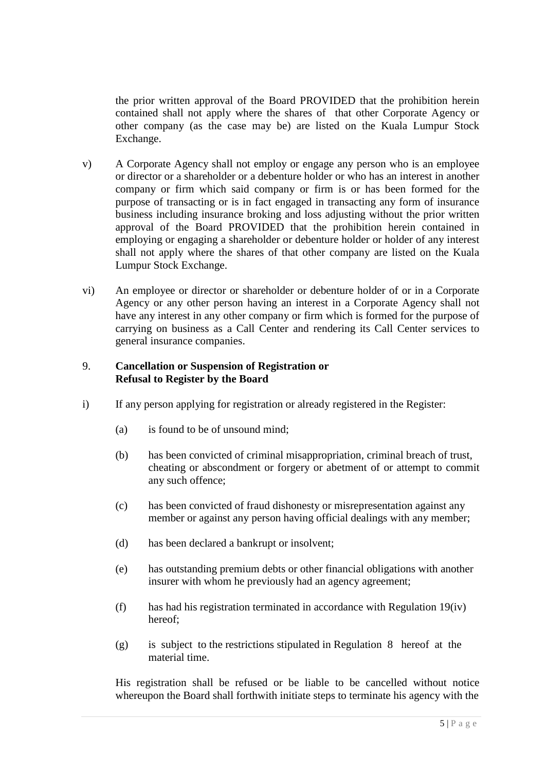the prior written approval of the Board PROVIDED that the prohibition herein contained shall not apply where the shares of that other Corporate Agency or other company (as the case may be) are listed on the Kuala Lumpur Stock Exchange.

v) A Corporate Agency shall not employ or engage any person who is an employee or director or a shareholder or a debenture holder or who has an interest in another company or firm which said company or firm is or has been formed for the purpose of transacting or is in fact engaged in transacting any form of insurance business including insurance broking and loss adjusting without the prior written approval of the Board PROVIDED that the prohibition herein contained in employing or engaging a shareholder or debenture holder or holder of any interest shall not apply where the shares of that other company are listed on the Kuala Lumpur Stock Exchange.

vi) An employee or director or shareholder or debenture holder of or in a Corporate Agency or any other person having an interest in a Corporate Agency shall not have any interest in any other company or firm which is formed for the purpose of carrying on business as a Call Center and rendering its Call Center services to general insurance companies.

## 9. Cancellation or Suspension of Registration or Refusal to Register by the Board

i) If any person applying for registration or already registered in the Register:

(a) is found to be of unsound mind;

(b) has been convicted of criminal misappropriation, criminal breach of trust, cheating or abscondment or forgery or abetment of or attempt to commit any such offence;

(c) has been convicted of fraud dishonesty or misrepresentation against any member or against any person having official dealings with any member;

(d) has been declared a bankrupt or insolvent;

(e) has outstanding premium debts or other financial obligations with another insurer with whom he previously had an agency agreement;

(f) has had his registration terminated in accordance with Regulation 19(iv) hereof;

(g) is subject to the restrictions stipulated in Regulation 8 hereof at the material time.

His registration shall be refused or be liable to be cancelled without notice whereupon the Board shall forthwith initiate steps to terminate his agency with the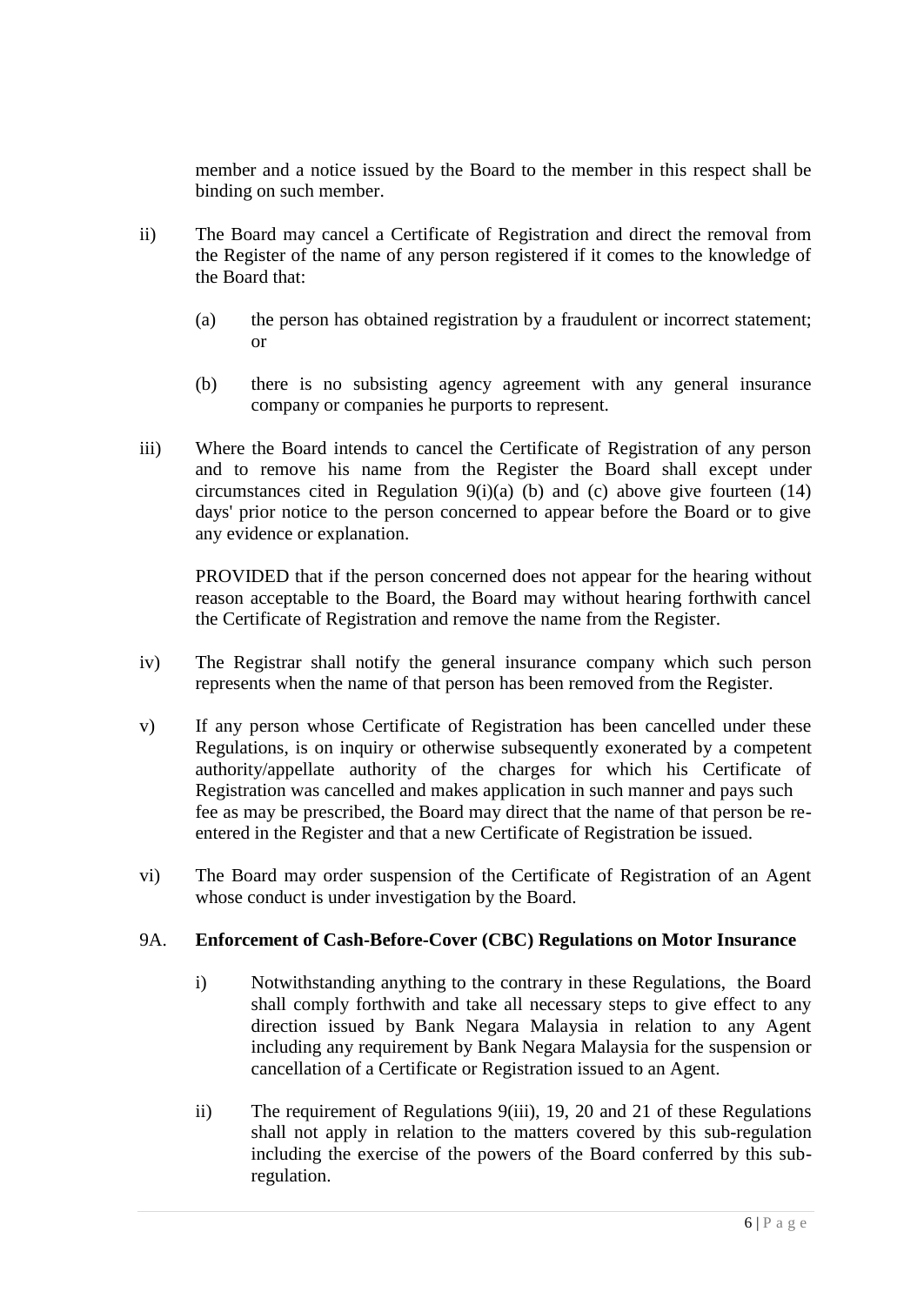member and a notice issued by the Board to the member in this respect shall be binding on such member.

ii) The Board may cancel a Certificate of Registration and direct the removal from the Register of the name of any person registered if it comes to the knowledge of the Board that:

   (a) the person has obtained registration by a fraudulent or incorrect statement; or

   (b) there is no subsisting agency agreement with any general insurance company or companies he purports to represent.

iii) Where the Board intends to cancel the Certificate of Registration of any person and to remove his name from the Register the Board shall except under circumstances cited in Regulation 9(i)(a) (b) and (c) above give fourteen (14) days' prior notice to the person concerned to appear before the Board or to give any evidence or explanation.

   PROVIDED that if the person concerned does not appear for the hearing without reason acceptable to the Board, the Board may without hearing forthwith cancel the Certificate of Registration and remove the name from the Register.

iv) The Registrar shall notify the general insurance company which such person represents when the name of that person has been removed from the Register.

v) If any person whose Certificate of Registration has been cancelled under these Regulations, is on inquiry or otherwise subsequently exonerated by a competent authority/appellate authority of the charges for which his Certificate of Registration was cancelled and makes application in such manner and pays such fee as may be prescribed, the Board may direct that the name of that person be re-entered in the Register and that a new Certificate of Registration be issued.

vi) The Board may order suspension of the Certificate of Registration of an Agent whose conduct is under investigation by the Board.

9A. **Enforcement of Cash-Before-Cover (CBC) Regulations on Motor Insurance**

   i) Notwithstanding anything to the contrary in these Regulations, the Board shall comply forthwith and take all necessary steps to give effect to any direction issued by Bank Negara Malaysia in relation to any Agent including any requirement by Bank Negara Malaysia for the suspension or cancellation of a Certificate or Registration issued to an Agent.

   ii) The requirement of Regulations 9(iii), 19, 20 and 21 of these Regulations shall not apply in relation to the matters covered by this sub-regulation including the exercise of the powers of the Board conferred by this sub-regulation.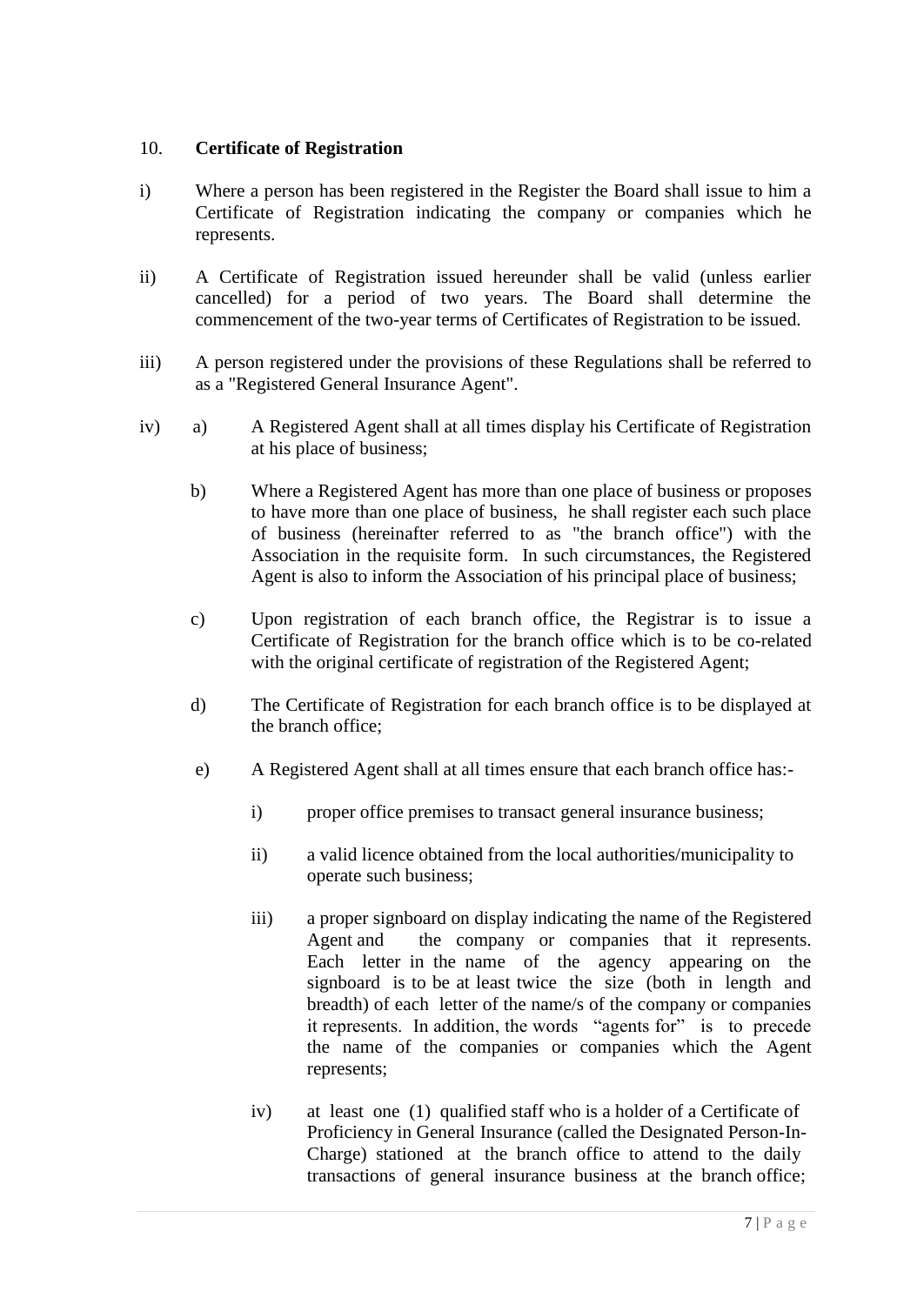10. **Certificate of Registration**

i) Where a person has been registered in the Register the Board shall issue to him a Certificate of Registration indicating the company or companies which he represents.

ii) A Certificate of Registration issued hereunder shall be valid (unless earlier cancelled) for a period of two years. The Board shall determine the commencement of the two-year terms of Certificates of Registration to be issued.

iii) A person registered under the provisions of these Regulations shall be referred to as a "Registered General Insurance Agent".

iv) a) A Registered Agent shall at all times display his Certificate of Registration at his place of business;

b) Where a Registered Agent has more than one place of business or proposes to have more than one place of business, he shall register each such place of business (hereinafter referred to as "the branch office") with the Association in the requisite form. In such circumstances, the Registered Agent is also to inform the Association of his principal place of business;

c) Upon registration of each branch office, the Registrar is to issue a Certificate of Registration for the branch office which is to be co-related with the original certificate of registration of the Registered Agent;

d) The Certificate of Registration for each branch office is to be displayed at the branch office;

e) A Registered Agent shall at all times ensure that each branch office has:-

i) proper office premises to transact general insurance business;

ii) a valid licence obtained from the local authorities/municipality to operate such business;

iii) a proper signboard on display indicating the name of the Registered Agent and the company or companies that it represents. Each letter in the name of the agency appearing on the signboard is to be at least twice the size (both in length and breadth) of each letter of the name/s of the company or companies it represents. In addition, the words "agents for" is to precede the name of the companies or companies which the Agent represents;

iv) at least one (1) qualified staff who is a holder of a Certificate of Proficiency in General Insurance (called the Designated Person-In-Charge) stationed at the branch office to attend to the daily transactions of general insurance business at the branch office;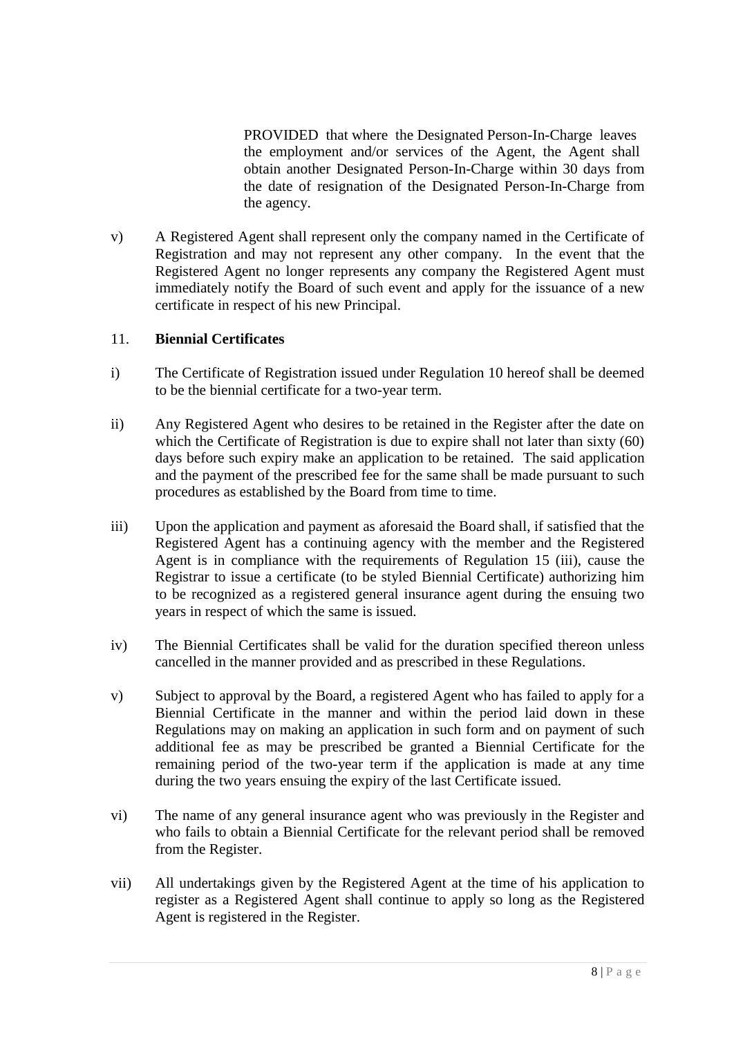PROVIDED that where the Designated Person-In-Charge leaves the employment and/or services of the Agent, the Agent shall obtain another Designated Person-In-Charge within 30 days from the date of resignation of the Designated Person-In-Charge from the agency.

v) A Registered Agent shall represent only the company named in the Certificate of Registration and may not represent any other company. In the event that the Registered Agent no longer represents any company the Registered Agent must immediately notify the Board of such event and apply for the issuance of a new certificate in respect of his new Principal.

## 11. **Biennial Certificates**

i) The Certificate of Registration issued under Regulation 10 hereof shall be deemed to be the biennial certificate for a two-year term.

ii) Any Registered Agent who desires to be retained in the Register after the date on which the Certificate of Registration is due to expire shall not later than sixty (60) days before such expiry make an application to be retained. The said application and the payment of the prescribed fee for the same shall be made pursuant to such procedures as established by the Board from time to time.

iii) Upon the application and payment as aforesaid the Board shall, if satisfied that the Registered Agent has a continuing agency with the member and the Registered Agent is in compliance with the requirements of Regulation 15 (iii), cause the Registrar to issue a certificate (to be styled Biennial Certificate) authorizing him to be recognized as a registered general insurance agent during the ensuing two years in respect of which the same is issued.

iv) The Biennial Certificates shall be valid for the duration specified thereon unless cancelled in the manner provided and as prescribed in these Regulations.

v) Subject to approval by the Board, a registered Agent who has failed to apply for a Biennial Certificate in the manner and within the period laid down in these Regulations may on making an application in such form and on payment of such additional fee as may be prescribed be granted a Biennial Certificate for the remaining period of the two-year term if the application is made at any time during the two years ensuing the expiry of the last Certificate issued.

vi) The name of any general insurance agent who was previously in the Register and who fails to obtain a Biennial Certificate for the relevant period shall be removed from the Register.

vii) All undertakings given by the Registered Agent at the time of his application to register as a Registered Agent shall continue to apply so long as the Registered Agent is registered in the Register.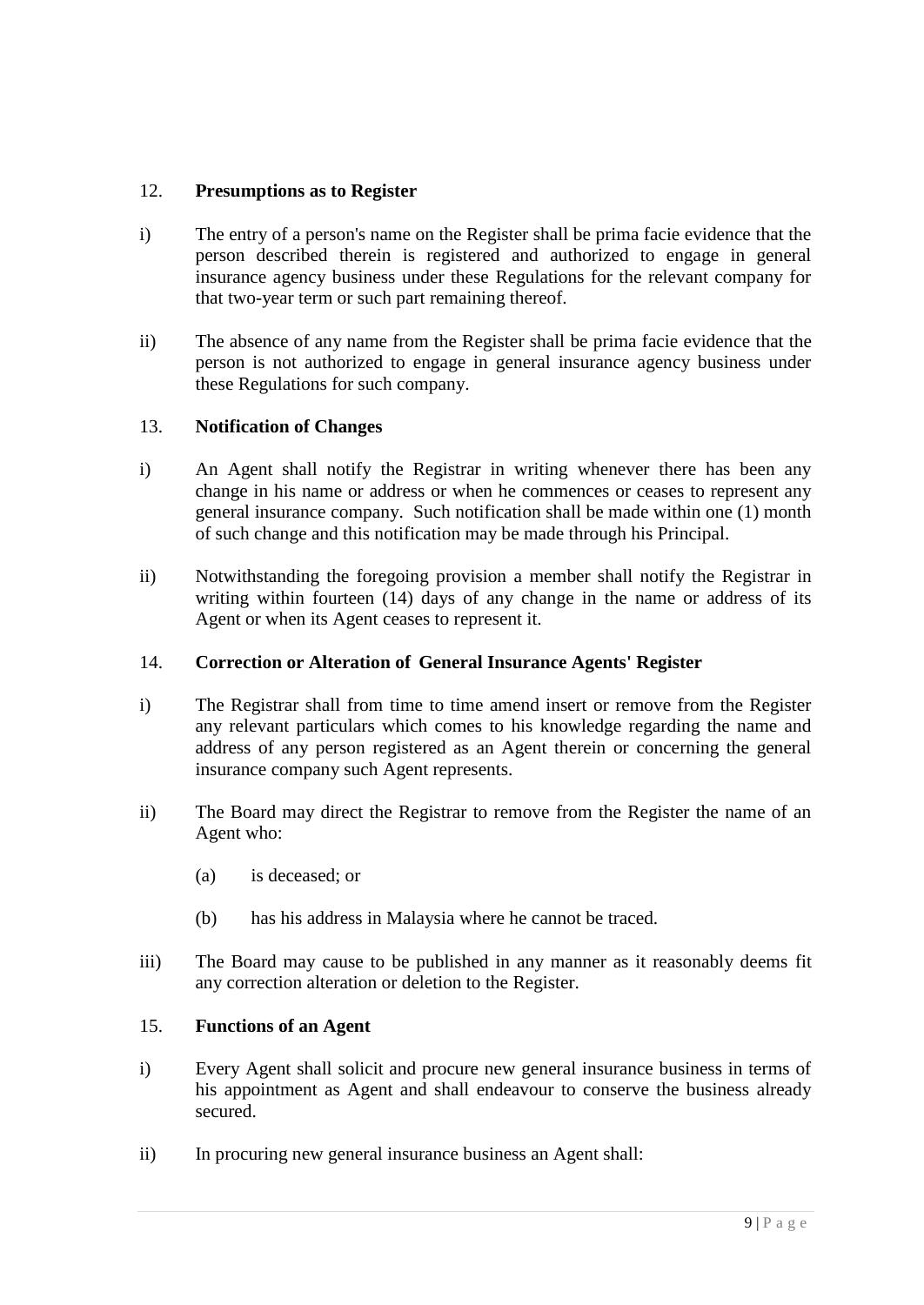## 12. Presumptions as to Register

i) The entry of a person's name on the Register shall be prima facie evidence that the person described therein is registered and authorized to engage in general insurance agency business under these Regulations for the relevant company for that two-year term or such part remaining thereof.

ii) The absence of any name from the Register shall be prima facie evidence that the person is not authorized to engage in general insurance agency business under these Regulations for such company.

## 13. Notification of Changes

i) An Agent shall notify the Registrar in writing whenever there has been any change in his name or address or when he commences or ceases to represent any general insurance company. Such notification shall be made within one (1) month of such change and this notification may be made through his Principal.

ii) Notwithstanding the foregoing provision a member shall notify the Registrar in writing within fourteen (14) days of any change in the name or address of its Agent or when its Agent ceases to represent it.

## 14. Correction or Alteration of General Insurance Agents' Register

i) The Registrar shall from time to time amend insert or remove from the Register any relevant particulars which comes to his knowledge regarding the name and address of any person registered as an Agent therein or concerning the general insurance company such Agent represents.

ii) The Board may direct the Registrar to remove from the Register the name of an Agent who:

   (a) is deceased; or

   (b) has his address in Malaysia where he cannot be traced.

iii) The Board may cause to be published in any manner as it reasonably deems fit any correction alteration or deletion to the Register.

## 15. Functions of an Agent

i) Every Agent shall solicit and procure new general insurance business in terms of his appointment as Agent and shall endeavour to conserve the business already secured.

ii) In procuring new general insurance business an Agent shall: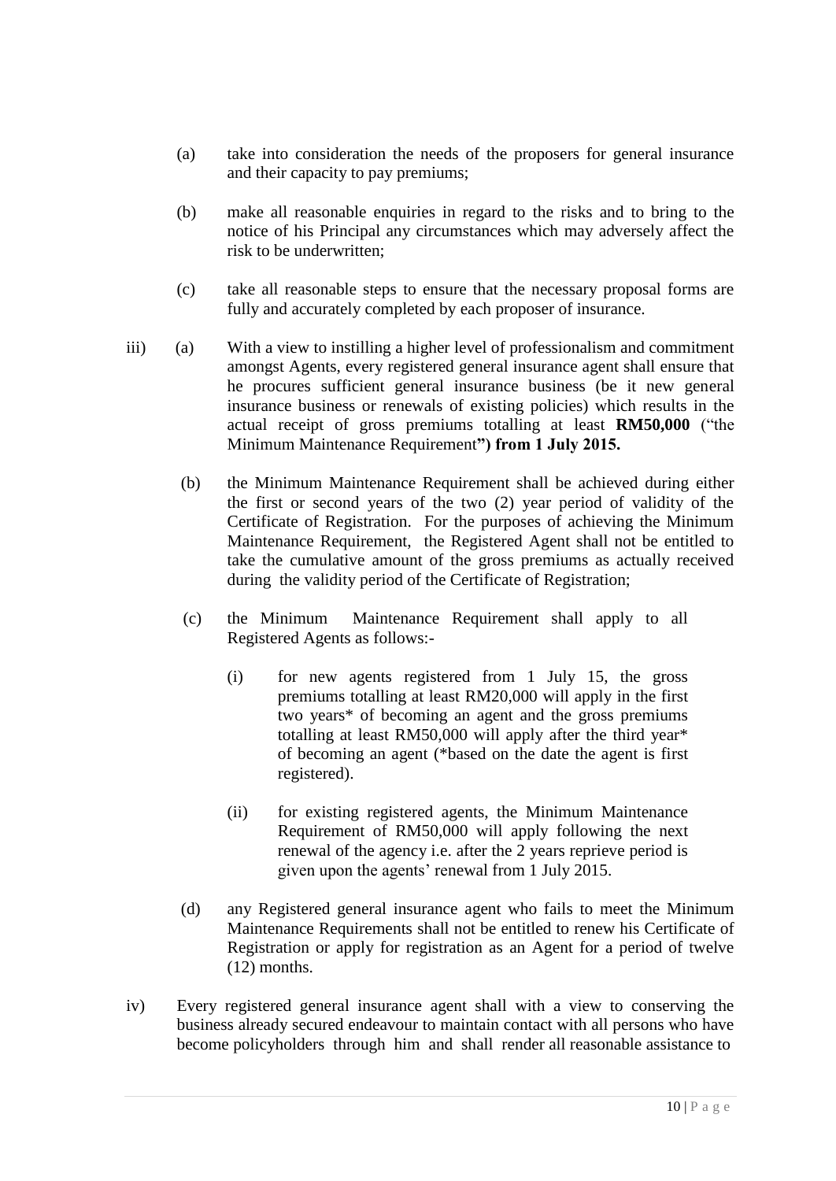(a) take into consideration the needs of the proposers for general insurance and their capacity to pay premiums;

(b) make all reasonable enquiries in regard to the risks and to bring to the notice of his Principal any circumstances which may adversely affect the risk to be underwritten;

(c) take all reasonable steps to ensure that the necessary proposal forms are fully and accurately completed by each proposer of insurance.

iii) (a) With a view to instilling a higher level of professionalism and commitment amongst Agents, every registered general insurance agent shall ensure that he procures sufficient general insurance business (be it new general insurance business or renewals of existing policies) which results in the actual receipt of gross premiums totalling at least **RM50,000** ("the Minimum Maintenance Requirement**") from 1 July 2015.**

(b) the Minimum Maintenance Requirement shall be achieved during either the first or second years of the two (2) year period of validity of the Certificate of Registration. For the purposes of achieving the Minimum Maintenance Requirement, the Registered Agent shall not be entitled to take the cumulative amount of the gross premiums as actually received during the validity period of the Certificate of Registration;

(c) the Minimum Maintenance Requirement shall apply to all Registered Agents as follows:-

(i) for new agents registered from 1 July 15, the gross premiums totalling at least RM20,000 will apply in the first two years* of becoming an agent and the gross premiums totalling at least RM50,000 will apply after the third year* of becoming an agent (*based on the date the agent is first registered).

(ii) for existing registered agents, the Minimum Maintenance Requirement of RM50,000 will apply following the next renewal of the agency i.e. after the 2 years reprieve period is given upon the agents' renewal from 1 July 2015.

(d) any Registered general insurance agent who fails to meet the Minimum Maintenance Requirements shall not be entitled to renew his Certificate of Registration or apply for registration as an Agent for a period of twelve (12) months.

iv) Every registered general insurance agent shall with a view to conserving the business already secured endeavour to maintain contact with all persons who have become policyholders through him and shall render all reasonable assistance to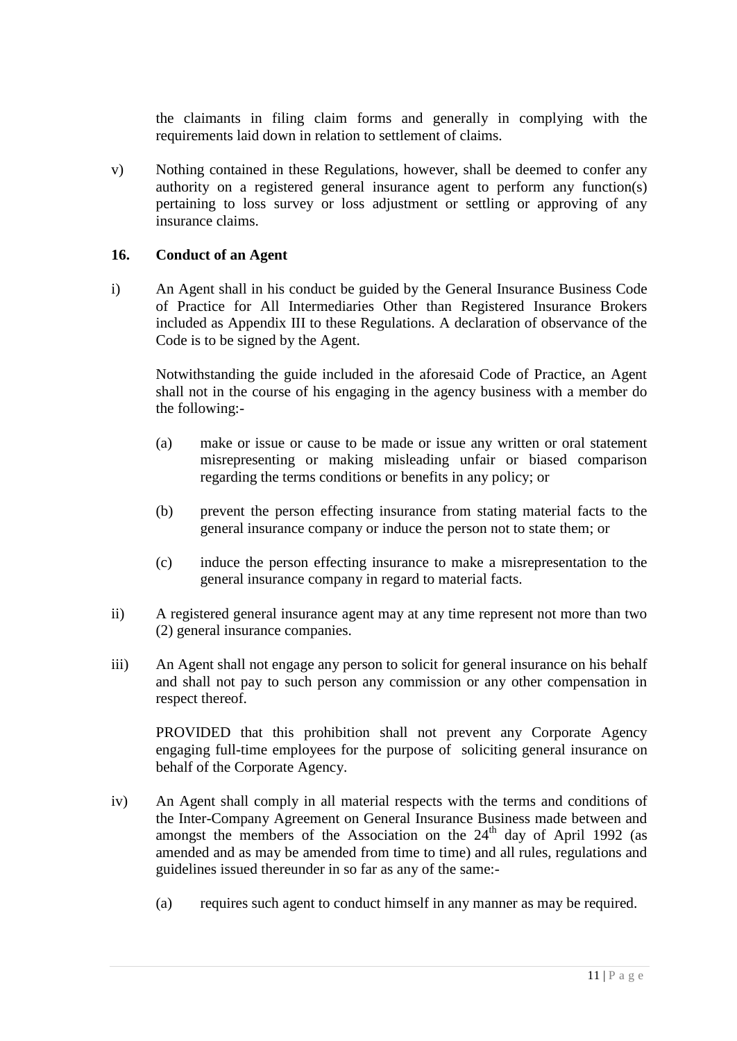the claimants in filing claim forms and generally in complying with the requirements laid down in relation to settlement of claims.

v) Nothing contained in these Regulations, however, shall be deemed to confer any authority on a registered general insurance agent to perform any function(s) pertaining to loss survey or loss adjustment or settling or approving of any insurance claims.

## 16. Conduct of an Agent

i) An Agent shall in his conduct be guided by the General Insurance Business Code of Practice for All Intermediaries Other than Registered Insurance Brokers included as Appendix III to these Regulations. A declaration of observance of the Code is to be signed by the Agent.

Notwithstanding the guide included in the aforesaid Code of Practice, an Agent shall not in the course of his engaging in the agency business with a member do the following:-

(a) make or issue or cause to be made or issue any written or oral statement misrepresenting or making misleading unfair or biased comparison regarding the terms conditions or benefits in any policy; or

(b) prevent the person effecting insurance from stating material facts to the general insurance company or induce the person not to state them; or

(c) induce the person effecting insurance to make a misrepresentation to the general insurance company in regard to material facts.

ii) A registered general insurance agent may at any time represent not more than two (2) general insurance companies.

iii) An Agent shall not engage any person to solicit for general insurance on his behalf and shall not pay to such person any commission or any other compensation in respect thereof.

PROVIDED that this prohibition shall not prevent any Corporate Agency engaging full-time employees for the purpose of soliciting general insurance on behalf of the Corporate Agency.

iv) An Agent shall comply in all material respects with the terms and conditions of the Inter-Company Agreement on General Insurance Business made between and amongst the members of the Association on the 24th day of April 1992 (as amended and as may be amended from time to time) and all rules, regulations and guidelines issued thereunder in so far as any of the same:-

(a) requires such agent to conduct himself in any manner as may be required.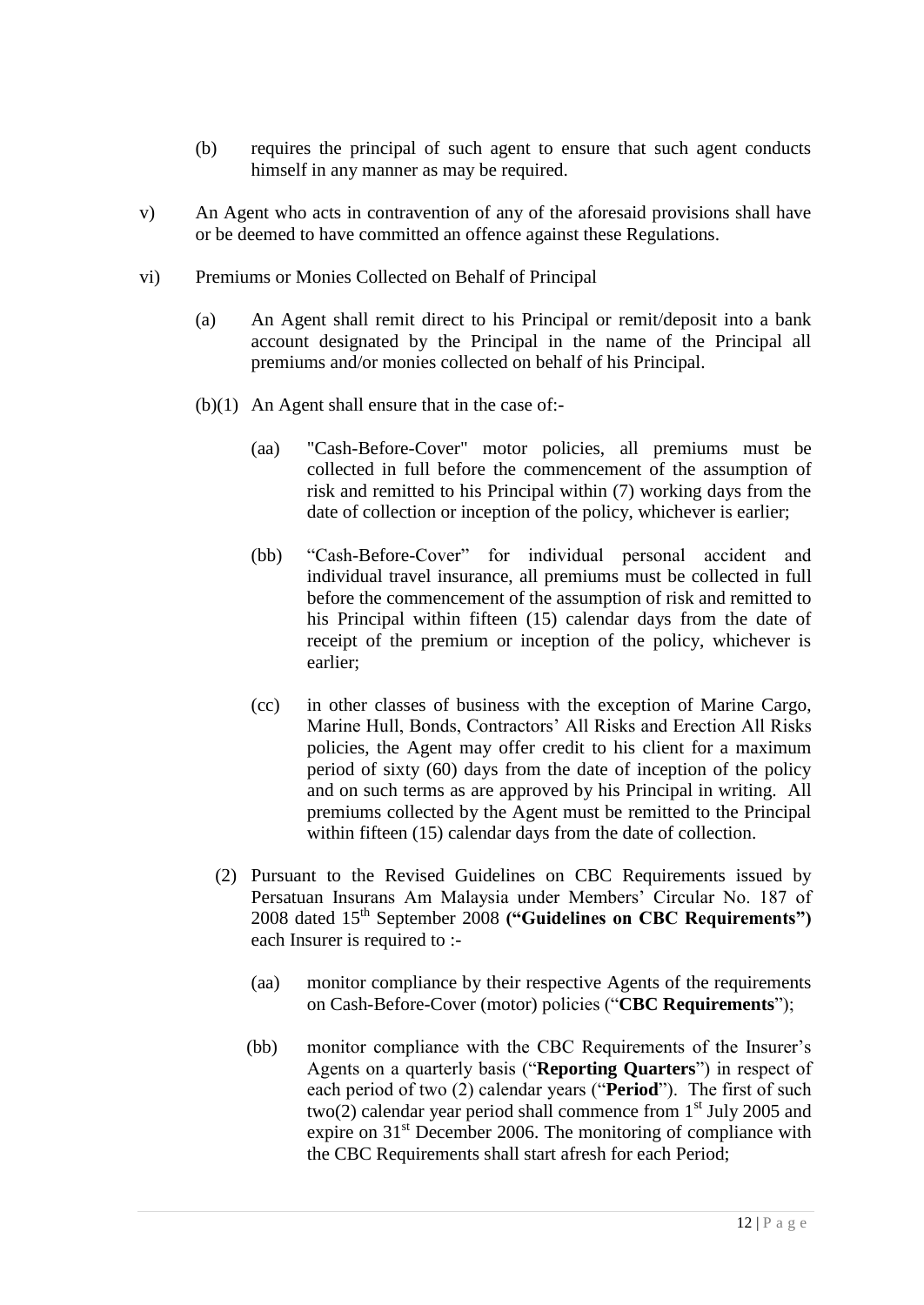(b) requires the principal of such agent to ensure that such agent conducts himself in any manner as may be required.

v) An Agent who acts in contravention of any of the aforesaid provisions shall have or be deemed to have committed an offence against these Regulations.

vi) Premiums or Monies Collected on Behalf of Principal

(a) An Agent shall remit direct to his Principal or remit/deposit into a bank account designated by the Principal in the name of the Principal all premiums and/or monies collected on behalf of his Principal.

(b)(1) An Agent shall ensure that in the case of:-

(aa) "Cash-Before-Cover" motor policies, all premiums must be collected in full before the commencement of the assumption of risk and remitted to his Principal within (7) working days from the date of collection or inception of the policy, whichever is earlier;

(bb) "Cash-Before-Cover" for individual personal accident and individual travel insurance, all premiums must be collected in full before the commencement of the assumption of risk and remitted to his Principal within fifteen (15) calendar days from the date of receipt of the premium or inception of the policy, whichever is earlier;

(cc) in other classes of business with the exception of Marine Cargo, Marine Hull, Bonds, Contractors' All Risks and Erection All Risks policies, the Agent may offer credit to his client for a maximum period of sixty (60) days from the date of inception of the policy and on such terms as are approved by his Principal in writing. All premiums collected by the Agent must be remitted to the Principal within fifteen (15) calendar days from the date of collection.

(2) Pursuant to the Revised Guidelines on CBC Requirements issued by Persatuan Insurans Am Malaysia under Members' Circular No. 187 of 2008 dated 15th September 2008 **("Guidelines on CBC Requirements")** each Insurer is required to :-

(aa) monitor compliance by their respective Agents of the requirements on Cash-Before-Cover (motor) policies ("**CBC Requirements**");

(bb) monitor compliance with the CBC Requirements of the Insurer's Agents on a quarterly basis ("**Reporting Quarters**") in respect of each period of two (2) calendar years ("**Period**"). The first of such two(2) calendar year period shall commence from 1st July 2005 and expire on 31st December 2006. The monitoring of compliance with the CBC Requirements shall start afresh for each Period;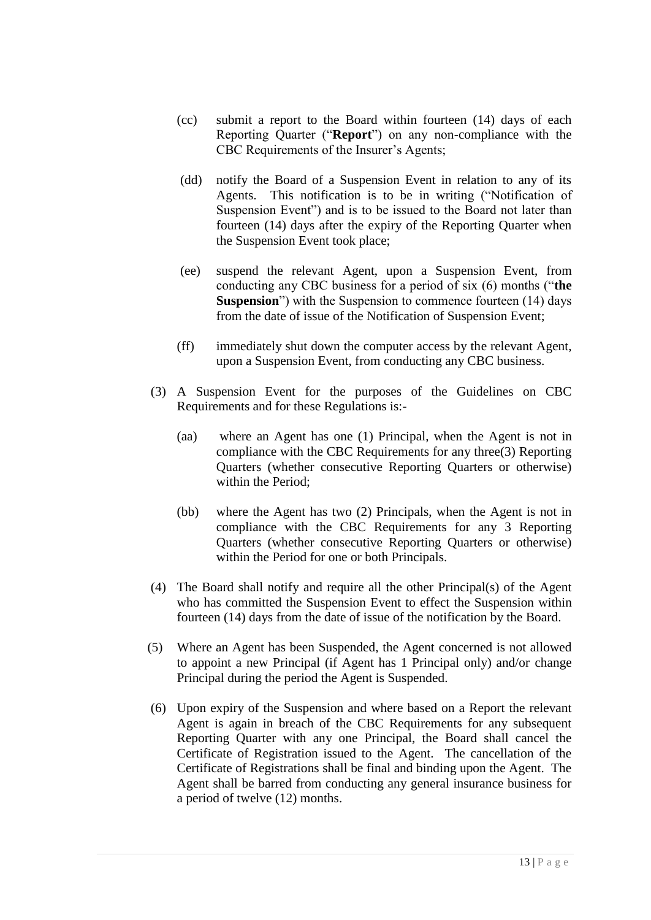(cc) submit a report to the Board within fourteen (14) days of each Reporting Quarter ("**Report**") on any non-compliance with the CBC Requirements of the Insurer's Agents;

(dd) notify the Board of a Suspension Event in relation to any of its Agents. This notification is to be in writing ("Notification of Suspension Event") and is to be issued to the Board not later than fourteen (14) days after the expiry of the Reporting Quarter when the Suspension Event took place;

(ee) suspend the relevant Agent, upon a Suspension Event, from conducting any CBC business for a period of six (6) months ("**the Suspension**") with the Suspension to commence fourteen (14) days from the date of issue of the Notification of Suspension Event;

(ff) immediately shut down the computer access by the relevant Agent, upon a Suspension Event, from conducting any CBC business.

(3) A Suspension Event for the purposes of the Guidelines on CBC Requirements and for these Regulations is:-

(aa) where an Agent has one (1) Principal, when the Agent is not in compliance with the CBC Requirements for any three(3) Reporting Quarters (whether consecutive Reporting Quarters or otherwise) within the Period;

(bb) where the Agent has two (2) Principals, when the Agent is not in compliance with the CBC Requirements for any 3 Reporting Quarters (whether consecutive Reporting Quarters or otherwise) within the Period for one or both Principals.

(4) The Board shall notify and require all the other Principal(s) of the Agent who has committed the Suspension Event to effect the Suspension within fourteen (14) days from the date of issue of the notification by the Board.

(5) Where an Agent has been Suspended, the Agent concerned is not allowed to appoint a new Principal (if Agent has 1 Principal only) and/or change Principal during the period the Agent is Suspended.

(6) Upon expiry of the Suspension and where based on a Report the relevant Agent is again in breach of the CBC Requirements for any subsequent Reporting Quarter with any one Principal, the Board shall cancel the Certificate of Registration issued to the Agent. The cancellation of the Certificate of Registrations shall be final and binding upon the Agent. The Agent shall be barred from conducting any general insurance business for a period of twelve (12) months.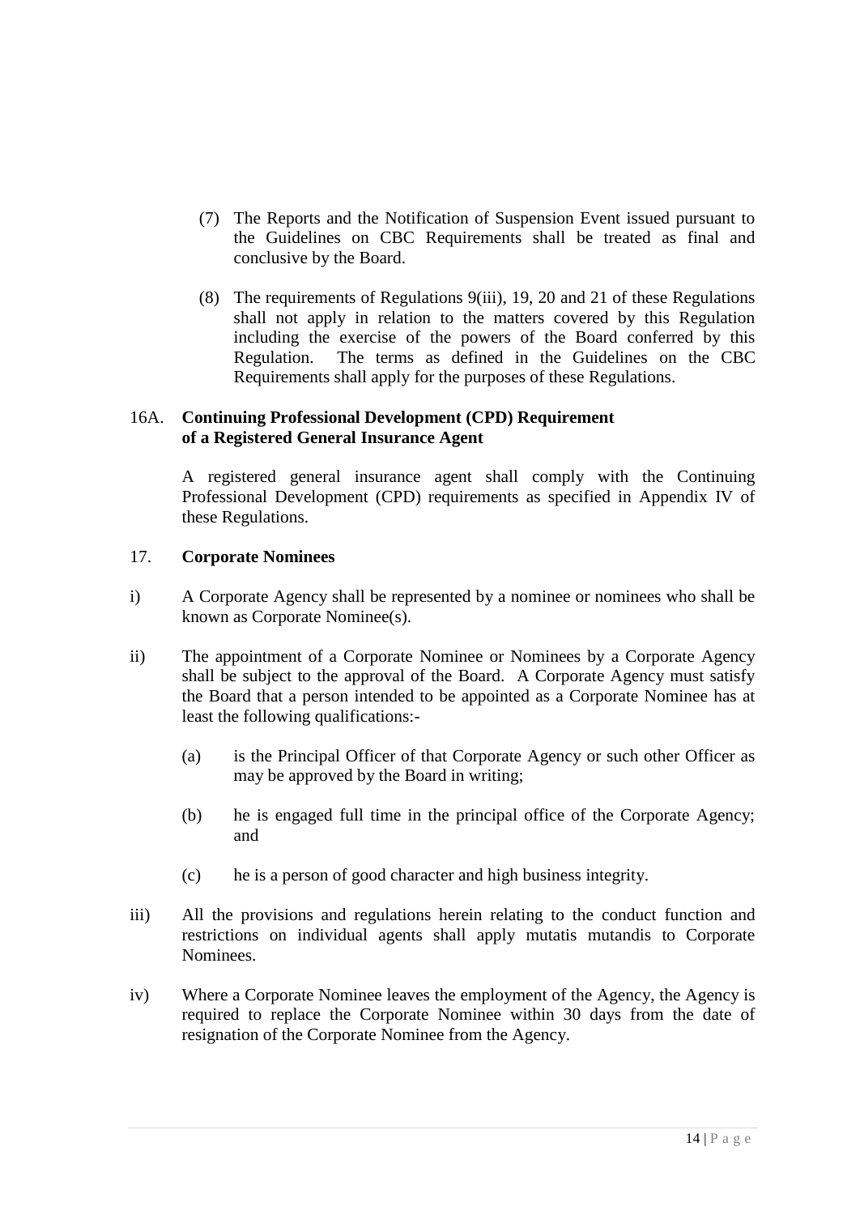(7) The Reports and the Notification of Suspension Event issued pursuant to the Guidelines on CBC Requirements shall be treated as final and conclusive by the Board.

(8) The requirements of Regulations 9(iii), 19, 20 and 21 of these Regulations shall not apply in relation to the matters covered by this Regulation including the exercise of the powers of the Board conferred by this Regulation. The terms as defined in the Guidelines on the CBC Requirements shall apply for the purposes of these Regulations.

## 16A. Continuing Professional Development (CPD) Requirement of a Registered General Insurance Agent

A registered general insurance agent shall comply with the Continuing Professional Development (CPD) requirements as specified in Appendix IV of these Regulations.

## 17. Corporate Nominees

i) A Corporate Agency shall be represented by a nominee or nominees who shall be known as Corporate Nominee(s).

ii) The appointment of a Corporate Nominee or Nominees by a Corporate Agency shall be subject to the approval of the Board. A Corporate Agency must satisfy the Board that a person intended to be appointed as a Corporate Nominee has at least the following qualifications:-

   (a) is the Principal Officer of that Corporate Agency or such other Officer as may be approved by the Board in writing;

   (b) he is engaged full time in the principal office of the Corporate Agency; and

   (c) he is a person of good character and high business integrity.

iii) All the provisions and regulations herein relating to the conduct function and restrictions on individual agents shall apply mutatis mutandis to Corporate Nominees.

iv) Where a Corporate Nominee leaves the employment of the Agency, the Agency is required to replace the Corporate Nominee within 30 days from the date of resignation of the Corporate Nominee from the Agency.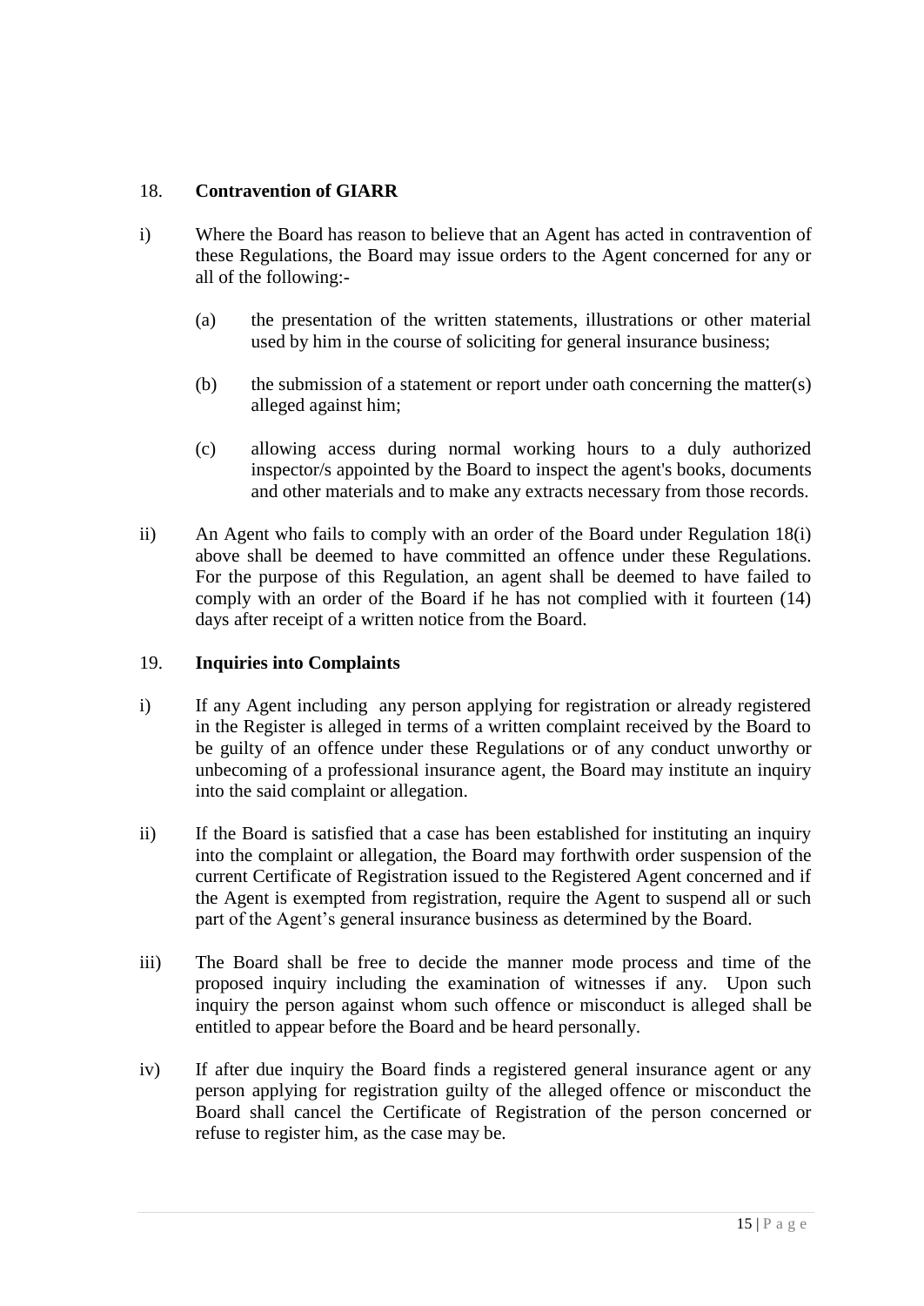## 18. **Contravention of GIARR**

i) Where the Board has reason to believe that an Agent has acted in contravention of these Regulations, the Board may issue orders to the Agent concerned for any or all of the following:-

(a) the presentation of the written statements, illustrations or other material used by him in the course of soliciting for general insurance business;

(b) the submission of a statement or report under oath concerning the matter(s) alleged against him;

(c) allowing access during normal working hours to a duly authorized inspector/s appointed by the Board to inspect the agent's books, documents and other materials and to make any extracts necessary from those records.

ii) An Agent who fails to comply with an order of the Board under Regulation 18(i) above shall be deemed to have committed an offence under these Regulations. For the purpose of this Regulation, an agent shall be deemed to have failed to comply with an order of the Board if he has not complied with it fourteen (14) days after receipt of a written notice from the Board.

## 19. **Inquiries into Complaints**

i) If any Agent including any person applying for registration or already registered in the Register is alleged in terms of a written complaint received by the Board to be guilty of an offence under these Regulations or of any conduct unworthy or unbecoming of a professional insurance agent, the Board may institute an inquiry into the said complaint or allegation.

ii) If the Board is satisfied that a case has been established for instituting an inquiry into the complaint or allegation, the Board may forthwith order suspension of the current Certificate of Registration issued to the Registered Agent concerned and if the Agent is exempted from registration, require the Agent to suspend all or such part of the Agent's general insurance business as determined by the Board.

iii) The Board shall be free to decide the manner mode process and time of the proposed inquiry including the examination of witnesses if any. Upon such inquiry the person against whom such offence or misconduct is alleged shall be entitled to appear before the Board and be heard personally.

iv) If after due inquiry the Board finds a registered general insurance agent or any person applying for registration guilty of the alleged offence or misconduct the Board shall cancel the Certificate of Registration of the person concerned or refuse to register him, as the case may be.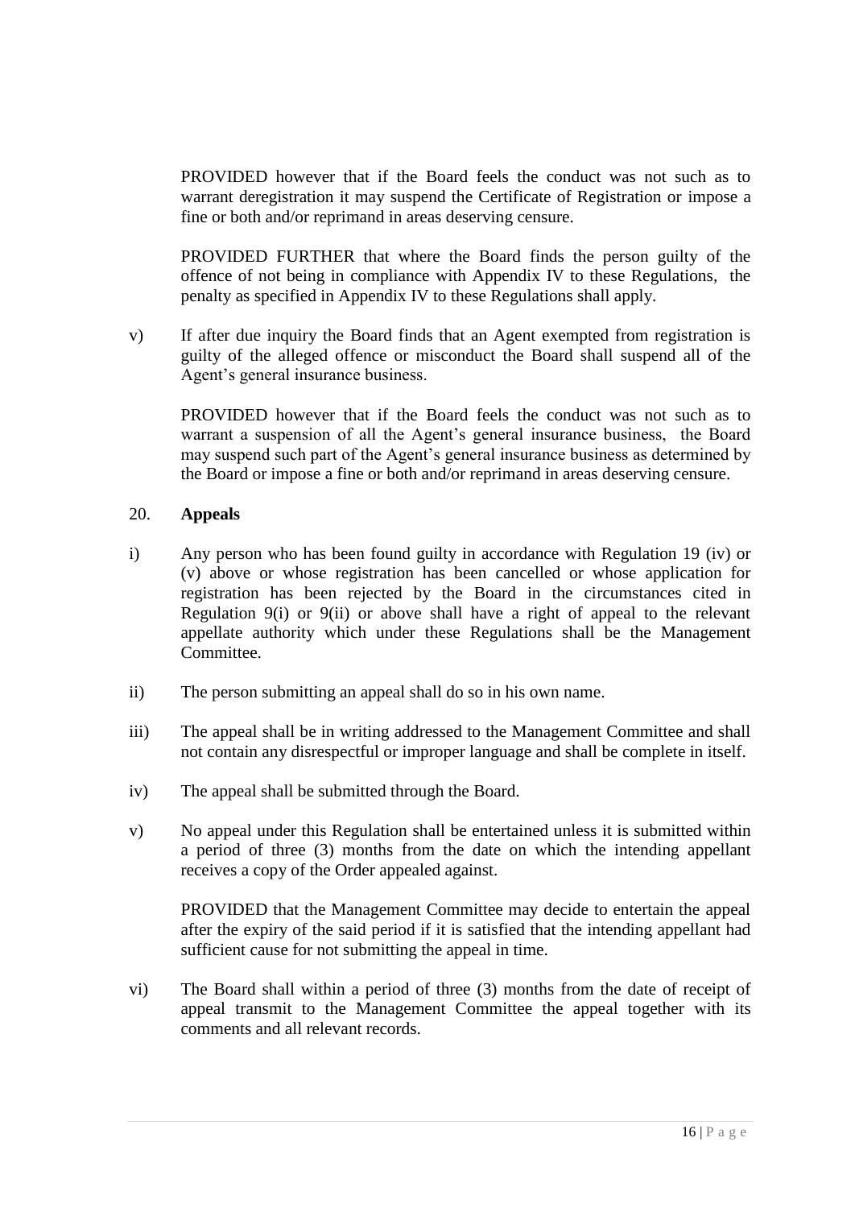PROVIDED however that if the Board feels the conduct was not such as to warrant deregistration it may suspend the Certificate of Registration or impose a fine or both and/or reprimand in areas deserving censure.

PROVIDED FURTHER that where the Board finds the person guilty of the offence of not being in compliance with Appendix IV to these Regulations, the penalty as specified in Appendix IV to these Regulations shall apply.

v) If after due inquiry the Board finds that an Agent exempted from registration is guilty of the alleged offence or misconduct the Board shall suspend all of the Agent's general insurance business.

PROVIDED however that if the Board feels the conduct was not such as to warrant a suspension of all the Agent's general insurance business, the Board may suspend such part of the Agent's general insurance business as determined by the Board or impose a fine or both and/or reprimand in areas deserving censure.

20. **Appeals**

i) Any person who has been found guilty in accordance with Regulation 19 (iv) or (v) above or whose registration has been cancelled or whose application for registration has been rejected by the Board in the circumstances cited in Regulation 9(i) or 9(ii) or above shall have a right of appeal to the relevant appellate authority which under these Regulations shall be the Management Committee.

ii) The person submitting an appeal shall do so in his own name.

iii) The appeal shall be in writing addressed to the Management Committee and shall not contain any disrespectful or improper language and shall be complete in itself.

iv) The appeal shall be submitted through the Board.

v) No appeal under this Regulation shall be entertained unless it is submitted within a period of three (3) months from the date on which the intending appellant receives a copy of the Order appealed against.

PROVIDED that the Management Committee may decide to entertain the appeal after the expiry of the said period if it is satisfied that the intending appellant had sufficient cause for not submitting the appeal in time.

vi) The Board shall within a period of three (3) months from the date of receipt of appeal transmit to the Management Committee the appeal together with its comments and all relevant records.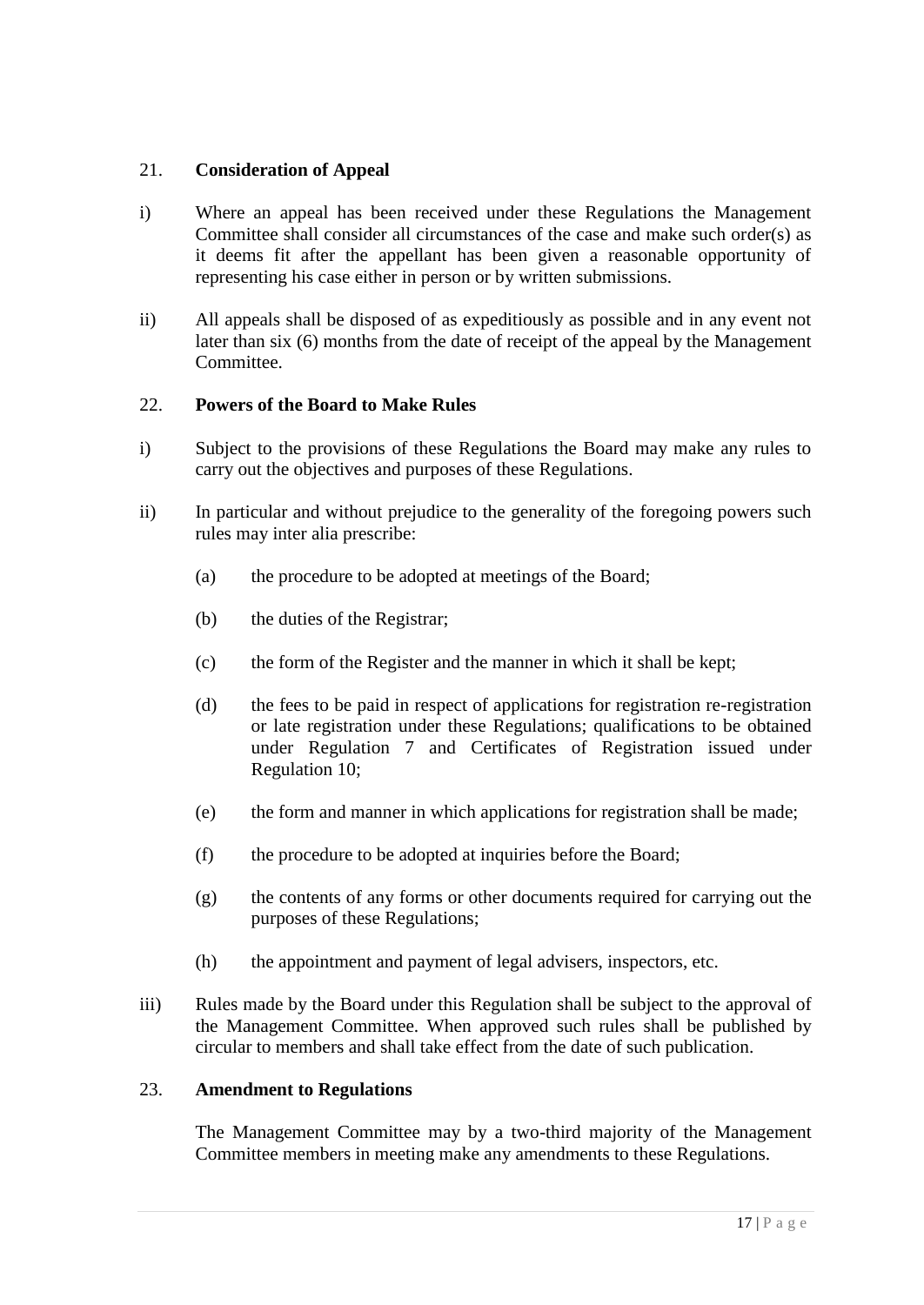## 21. **Consideration of Appeal**

i) Where an appeal has been received under these Regulations the Management Committee shall consider all circumstances of the case and make such order(s) as it deems fit after the appellant has been given a reasonable opportunity of representing his case either in person or by written submissions.

ii) All appeals shall be disposed of as expeditiously as possible and in any event not later than six (6) months from the date of receipt of the appeal by the Management Committee.

## 22. **Powers of the Board to Make Rules**

i) Subject to the provisions of these Regulations the Board may make any rules to carry out the objectives and purposes of these Regulations.

ii) In particular and without prejudice to the generality of the foregoing powers such rules may inter alia prescribe:

   (a) the procedure to be adopted at meetings of the Board;

   (b) the duties of the Registrar;

   (c) the form of the Register and the manner in which it shall be kept;

   (d) the fees to be paid in respect of applications for registration re-registration or late registration under these Regulations; qualifications to be obtained under Regulation 7 and Certificates of Registration issued under Regulation 10;

   (e) the form and manner in which applications for registration shall be made;

   (f) the procedure to be adopted at inquiries before the Board;

   (g) the contents of any forms or other documents required for carrying out the purposes of these Regulations;

   (h) the appointment and payment of legal advisers, inspectors, etc.

iii) Rules made by the Board under this Regulation shall be subject to the approval of the Management Committee. When approved such rules shall be published by circular to members and shall take effect from the date of such publication.

## 23. **Amendment to Regulations**

The Management Committee may by a two-third majority of the Management Committee members in meeting make any amendments to these Regulations.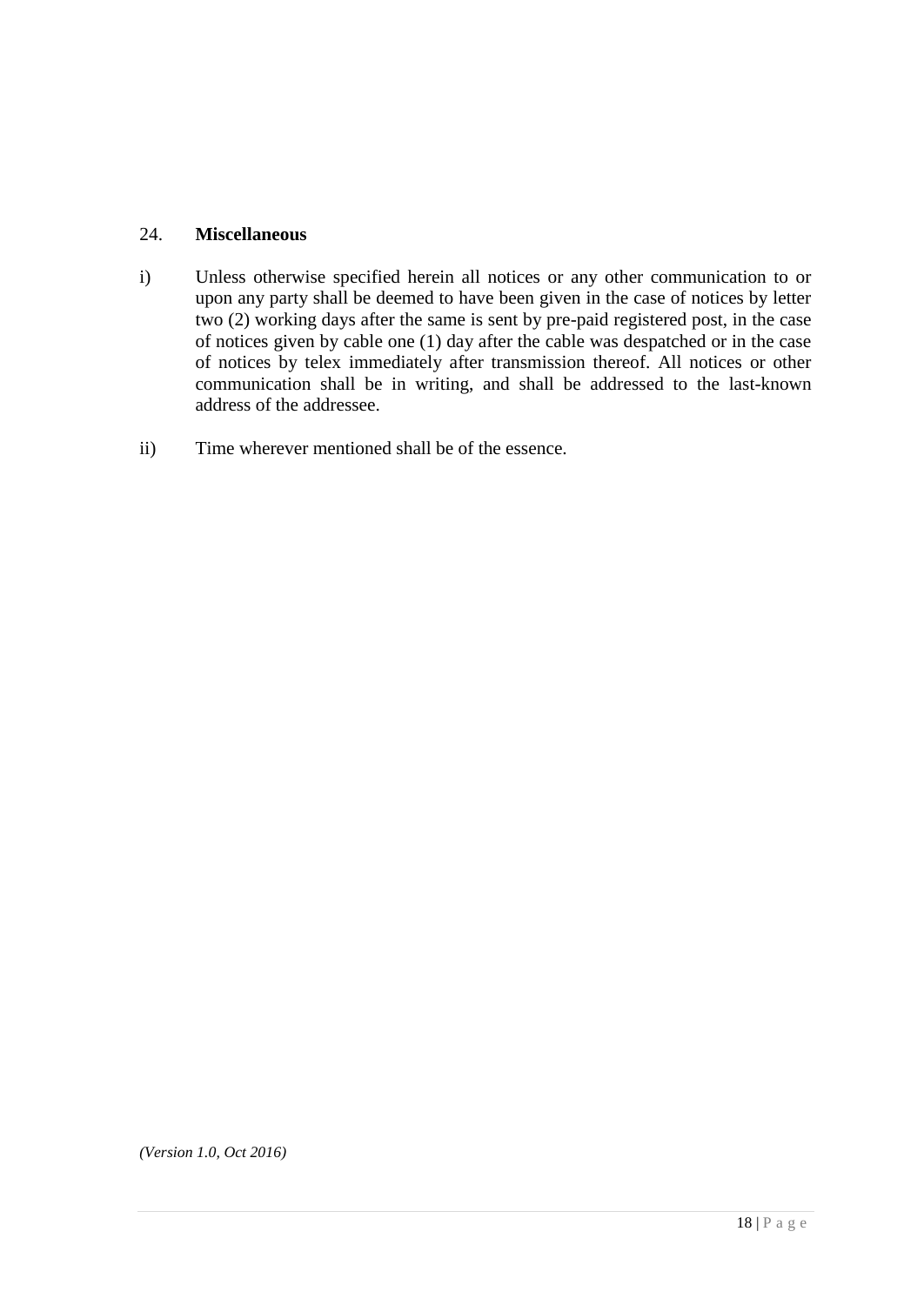## 24. **Miscellaneous**

i) Unless otherwise specified herein all notices or any other communication to or upon any party shall be deemed to have been given in the case of notices by letter two (2) working days after the same is sent by pre-paid registered post, in the case of notices given by cable one (1) day after the cable was despatched or in the case of notices by telex immediately after transmission thereof. All notices or other communication shall be in writing, and shall be addressed to the last-known address of the addressee.

ii) Time wherever mentioned shall be of the essence.

*(Version 1.0, Oct 2016)*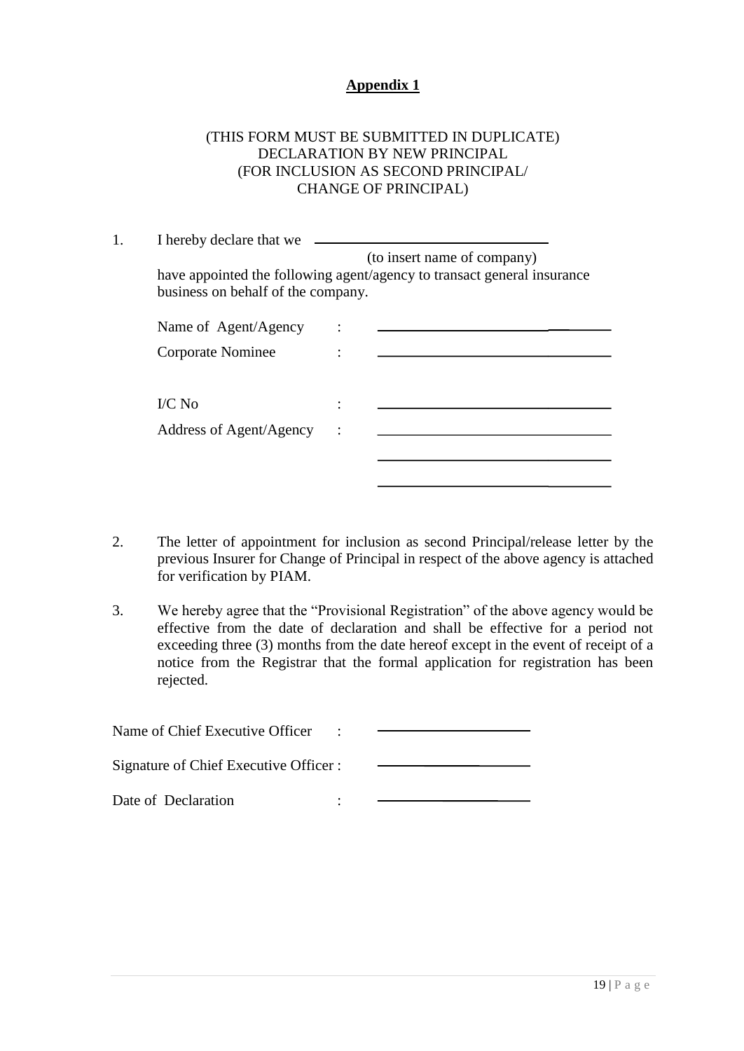**Appendix 1**

(THIS FORM MUST BE SUBMITTED IN DUPLICATE)
DECLARATION BY NEW PRINCIPAL
(FOR INCLUSION AS SECOND PRINCIPAL/
CHANGE OF PRINCIPAL)

1. I hereby declare that we ______________________________
   (to insert name of company)
   have appointed the following agent/agency to transact general insurance business on behalf of the company.

   Name of Agent/Agency : ______________________________

   Corporate Nominee : ______________________________

   I/C No : ______________________________

   Address of Agent/Agency : ______________________________
   ______________________________
   ______________________________

2. The letter of appointment for inclusion as second Principal/release letter by the previous Insurer for Change of Principal in respect of the above agency is attached for verification by PIAM.

3. We hereby agree that the "Provisional Registration" of the above agency would be effective from the date of declaration and shall be effective for a period not exceeding three (3) months from the date hereof except in the event of receipt of a notice from the Registrar that the formal application for registration has been rejected.

Name of Chief Executive Officer : ____________________

Signature of Chief Executive Officer : ____________________

Date of Declaration : ____________________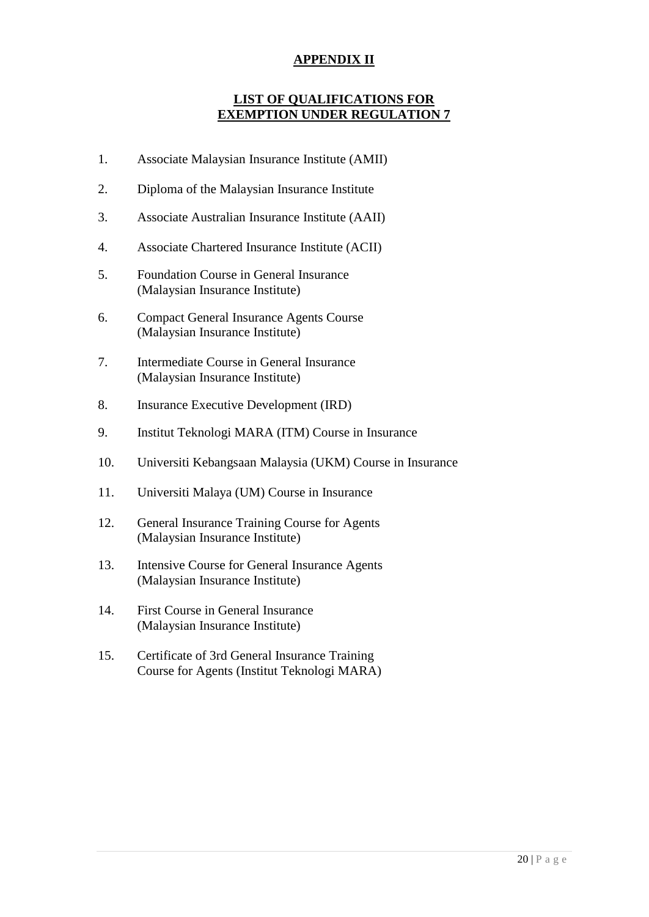# APPENDIX II

## LIST OF QUALIFICATIONS FOR EXEMPTION UNDER REGULATION 7

1. Associate Malaysian Insurance Institute (AMII)
2. Diploma of the Malaysian Insurance Institute
3. Associate Australian Insurance Institute (AAII)
4. Associate Chartered Insurance Institute (ACII)
5. Foundation Course in General Insurance (Malaysian Insurance Institute)
6. Compact General Insurance Agents Course (Malaysian Insurance Institute)
7. Intermediate Course in General Insurance (Malaysian Insurance Institute)
8. Insurance Executive Development (IRD)
9. Institut Teknologi MARA (ITM) Course in Insurance
10. Universiti Kebangsaan Malaysia (UKM) Course in Insurance
11. Universiti Malaya (UM) Course in Insurance
12. General Insurance Training Course for Agents (Malaysian Insurance Institute)
13. Intensive Course for General Insurance Agents (Malaysian Insurance Institute)
14. First Course in General Insurance (Malaysian Insurance Institute)
15. Certificate of 3rd General Insurance Training Course for Agents (Institut Teknologi MARA)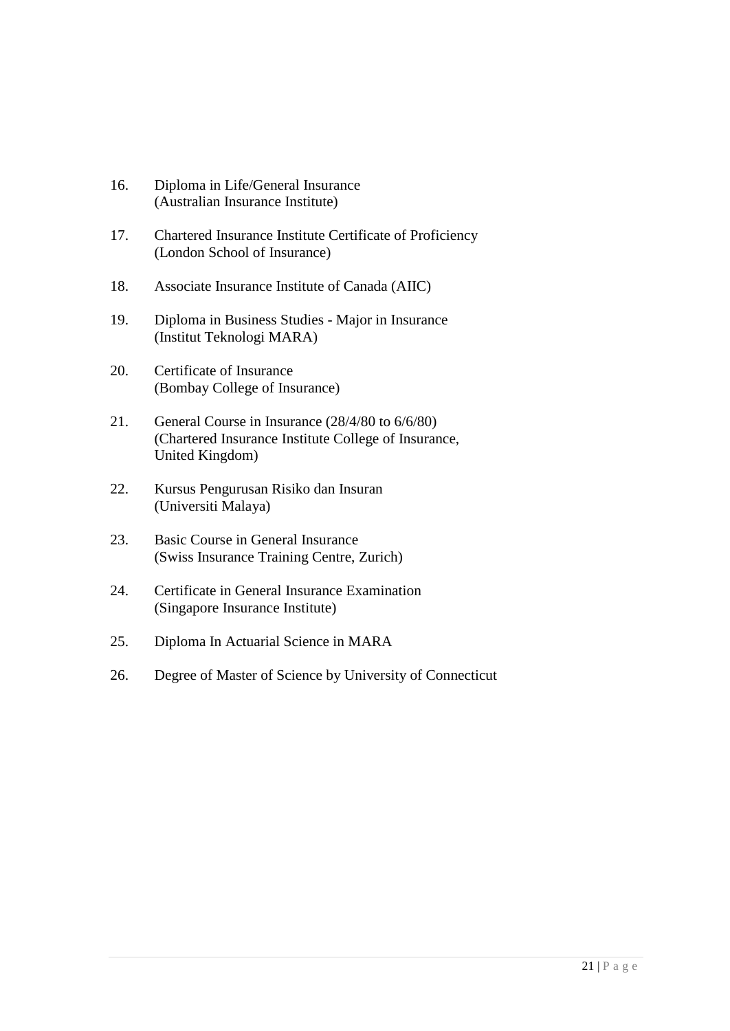16. Diploma in Life/General Insurance
    (Australian Insurance Institute)

17. Chartered Insurance Institute Certificate of Proficiency
    (London School of Insurance)

18. Associate Insurance Institute of Canada (AIIC)

19. Diploma in Business Studies - Major in Insurance
    (Institut Teknologi MARA)

20. Certificate of Insurance
    (Bombay College of Insurance)

21. General Course in Insurance (28/4/80 to 6/6/80)
    (Chartered Insurance Institute College of Insurance,
    United Kingdom)

22. Kursus Pengurusan Risiko dan Insuran
    (Universiti Malaya)

23. Basic Course in General Insurance
    (Swiss Insurance Training Centre, Zurich)

24. Certificate in General Insurance Examination
    (Singapore Insurance Institute)

25. Diploma In Actuarial Science in MARA

26. Degree of Master of Science by University of Connecticut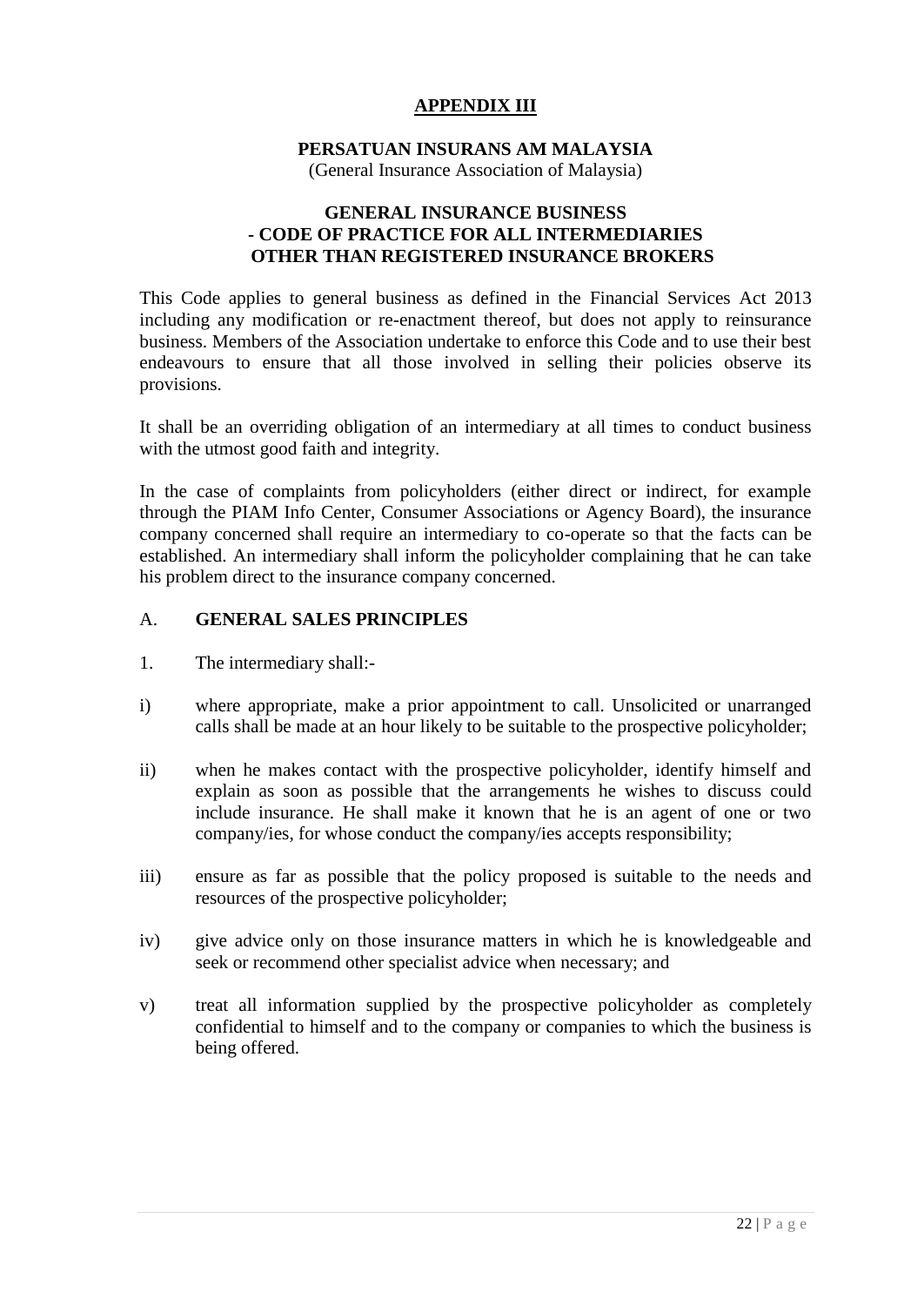# APPENDIX III

## PERSATUAN INSURANS AM MALAYSIA

(General Insurance Association of Malaysia)

## GENERAL INSURANCE BUSINESS - CODE OF PRACTICE FOR ALL INTERMEDIARIES OTHER THAN REGISTERED INSURANCE BROKERS

This Code applies to general business as defined in the Financial Services Act 2013 including any modification or re-enactment thereof, but does not apply to reinsurance business. Members of the Association undertake to enforce this Code and to use their best endeavours to ensure that all those involved in selling their policies observe its provisions.

It shall be an overriding obligation of an intermediary at all times to conduct business with the utmost good faith and integrity.

In the case of complaints from policyholders (either direct or indirect, for example through the PIAM Info Center, Consumer Associations or Agency Board), the insurance company concerned shall require an intermediary to co-operate so that the facts can be established. An intermediary shall inform the policyholder complaining that he can take his problem direct to the insurance company concerned.

### A. GENERAL SALES PRINCIPLES

1. The intermediary shall:-

i) where appropriate, make a prior appointment to call. Unsolicited or unarranged calls shall be made at an hour likely to be suitable to the prospective policyholder;

ii) when he makes contact with the prospective policyholder, identify himself and explain as soon as possible that the arrangements he wishes to discuss could include insurance. He shall make it known that he is an agent of one or two company/ies, for whose conduct the company/ies accepts responsibility;

iii) ensure as far as possible that the policy proposed is suitable to the needs and resources of the prospective policyholder;

iv) give advice only on those insurance matters in which he is knowledgeable and seek or recommend other specialist advice when necessary; and

v) treat all information supplied by the prospective policyholder as completely confidential to himself and to the company or companies to which the business is being offered.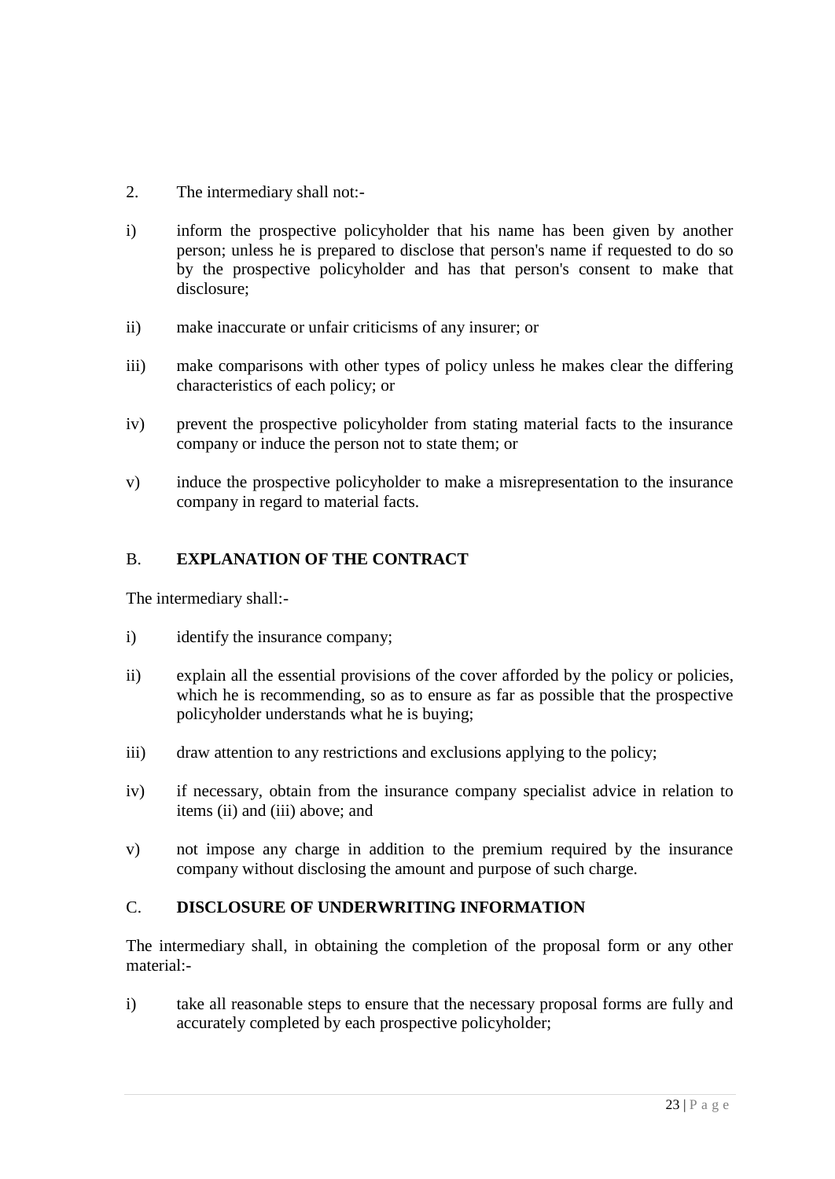2. The intermediary shall not:-

i) inform the prospective policyholder that his name has been given by another person; unless he is prepared to disclose that person's name if requested to do so by the prospective policyholder and has that person's consent to make that disclosure;

ii) make inaccurate or unfair criticisms of any insurer; or

iii) make comparisons with other types of policy unless he makes clear the differing characteristics of each policy; or

iv) prevent the prospective policyholder from stating material facts to the insurance company or induce the person not to state them; or

v) induce the prospective policyholder to make a misrepresentation to the insurance company in regard to material facts.

## B. EXPLANATION OF THE CONTRACT

The intermediary shall:-

i) identify the insurance company;

ii) explain all the essential provisions of the cover afforded by the policy or policies, which he is recommending, so as to ensure as far as possible that the prospective policyholder understands what he is buying;

iii) draw attention to any restrictions and exclusions applying to the policy;

iv) if necessary, obtain from the insurance company specialist advice in relation to items (ii) and (iii) above; and

v) not impose any charge in addition to the premium required by the insurance company without disclosing the amount and purpose of such charge.

## C. DISCLOSURE OF UNDERWRITING INFORMATION

The intermediary shall, in obtaining the completion of the proposal form or any other material:-

i) take all reasonable steps to ensure that the necessary proposal forms are fully and accurately completed by each prospective policyholder;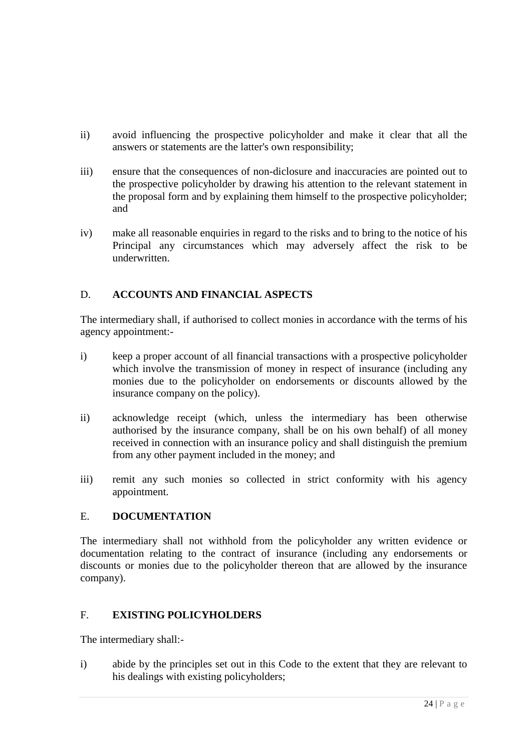ii) avoid influencing the prospective policyholder and make it clear that all the answers or statements are the latter's own responsibility;

iii) ensure that the consequences of non-diclosure and inaccuracies are pointed out to the prospective policyholder by drawing his attention to the relevant statement in the proposal form and by explaining them himself to the prospective policyholder; and

iv) make all reasonable enquiries in regard to the risks and to bring to the notice of his Principal any circumstances which may adversely affect the risk to be underwritten.

## D. ACCOUNTS AND FINANCIAL ASPECTS

The intermediary shall, if authorised to collect monies in accordance with the terms of his agency appointment:-

i) keep a proper account of all financial transactions with a prospective policyholder which involve the transmission of money in respect of insurance (including any monies due to the policyholder on endorsements or discounts allowed by the insurance company on the policy).

ii) acknowledge receipt (which, unless the intermediary has been otherwise authorised by the insurance company, shall be on his own behalf) of all money received in connection with an insurance policy and shall distinguish the premium from any other payment included in the money; and

iii) remit any such monies so collected in strict conformity with his agency appointment.

## E. DOCUMENTATION

The intermediary shall not withhold from the policyholder any written evidence or documentation relating to the contract of insurance (including any endorsements or discounts or monies due to the policyholder thereon that are allowed by the insurance company).

## F. EXISTING POLICYHOLDERS

The intermediary shall:-

i) abide by the principles set out in this Code to the extent that they are relevant to his dealings with existing policyholders;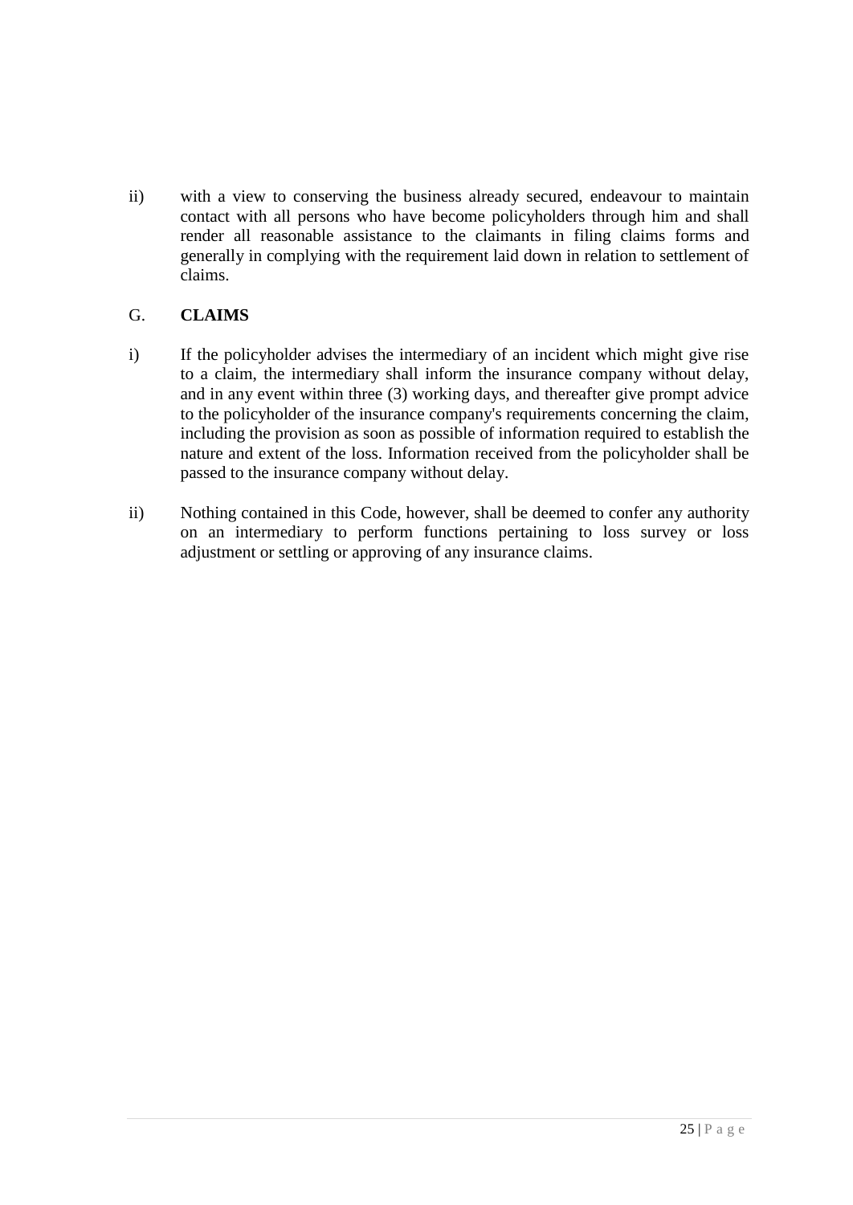ii) with a view to conserving the business already secured, endeavour to maintain contact with all persons who have become policyholders through him and shall render all reasonable assistance to the claimants in filing claims forms and generally in complying with the requirement laid down in relation to settlement of claims.

## G. CLAIMS

i) If the policyholder advises the intermediary of an incident which might give rise to a claim, the intermediary shall inform the insurance company without delay, and in any event within three (3) working days, and thereafter give prompt advice to the policyholder of the insurance company's requirements concerning the claim, including the provision as soon as possible of information required to establish the nature and extent of the loss. Information received from the policyholder shall be passed to the insurance company without delay.

ii) Nothing contained in this Code, however, shall be deemed to confer any authority on an intermediary to perform functions pertaining to loss survey or loss adjustment or settling or approving of any insurance claims.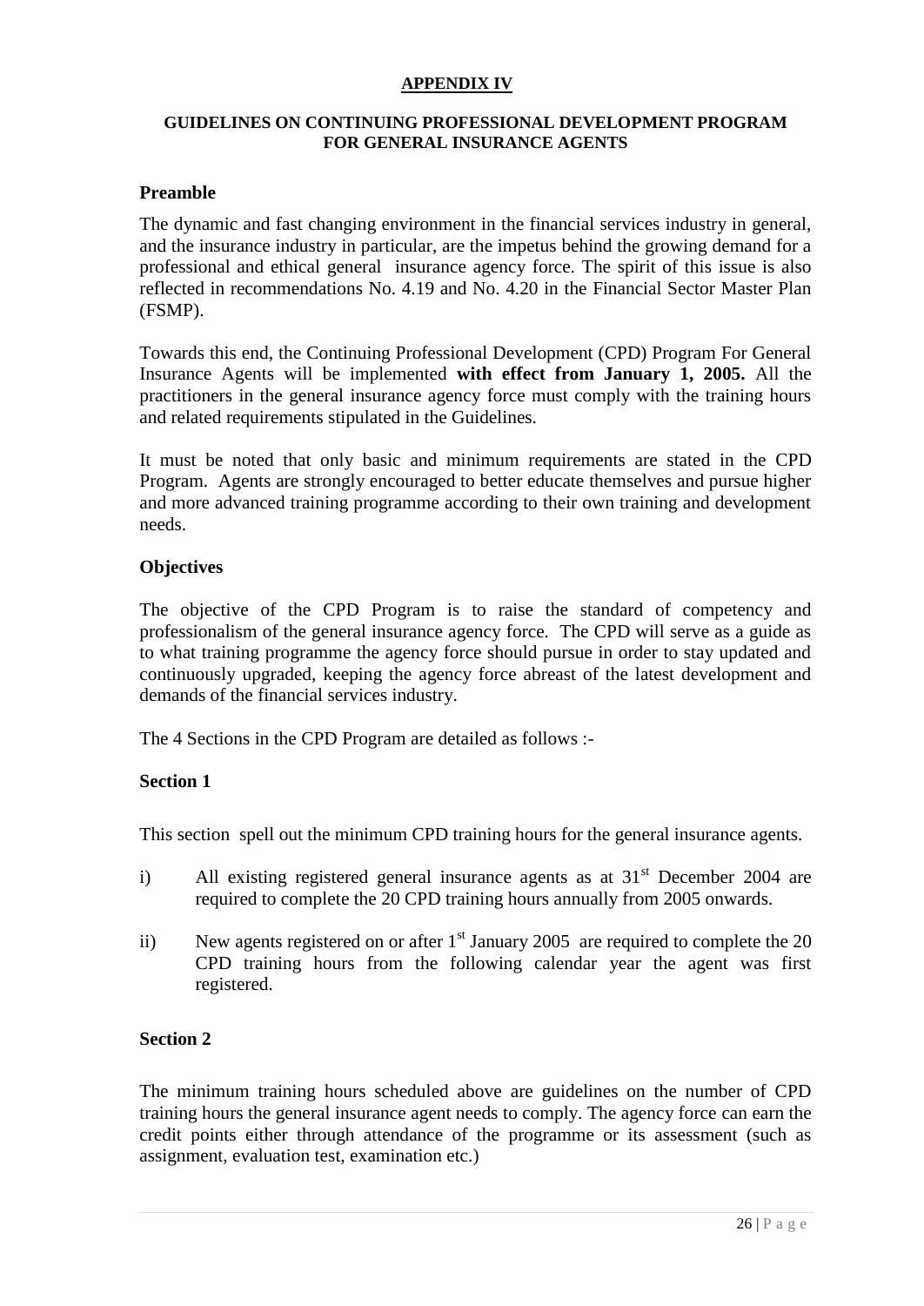**APPENDIX IV**

**GUIDELINES ON CONTINUING PROFESSIONAL DEVELOPMENT PROGRAM FOR GENERAL INSURANCE AGENTS**

### Preamble

The dynamic and fast changing environment in the financial services industry in general, and the insurance industry in particular, are the impetus behind the growing demand for a professional and ethical general insurance agency force. The spirit of this issue is also reflected in recommendations No. 4.19 and No. 4.20 in the Financial Sector Master Plan (FSMP).

Towards this end, the Continuing Professional Development (CPD) Program For General Insurance Agents will be implemented **with effect from January 1, 2005.** All the practitioners in the general insurance agency force must comply with the training hours and related requirements stipulated in the Guidelines.

It must be noted that only basic and minimum requirements are stated in the CPD Program. Agents are strongly encouraged to better educate themselves and pursue higher and more advanced training programme according to their own training and development needs.

### Objectives

The objective of the CPD Program is to raise the standard of competency and professionalism of the general insurance agency force. The CPD will serve as a guide as to what training programme the agency force should pursue in order to stay updated and continuously upgraded, keeping the agency force abreast of the latest development and demands of the financial services industry.

The 4 Sections in the CPD Program are detailed as follows :-

### Section 1

This section spell out the minimum CPD training hours for the general insurance agents.

i) All existing registered general insurance agents as at 31st December 2004 are required to complete the 20 CPD training hours annually from 2005 onwards.

ii) New agents registered on or after 1st January 2005 are required to complete the 20 CPD training hours from the following calendar year the agent was first registered.

### Section 2

The minimum training hours scheduled above are guidelines on the number of CPD training hours the general insurance agent needs to comply. The agency force can earn the credit points either through attendance of the programme or its assessment (such as assignment, evaluation test, examination etc.)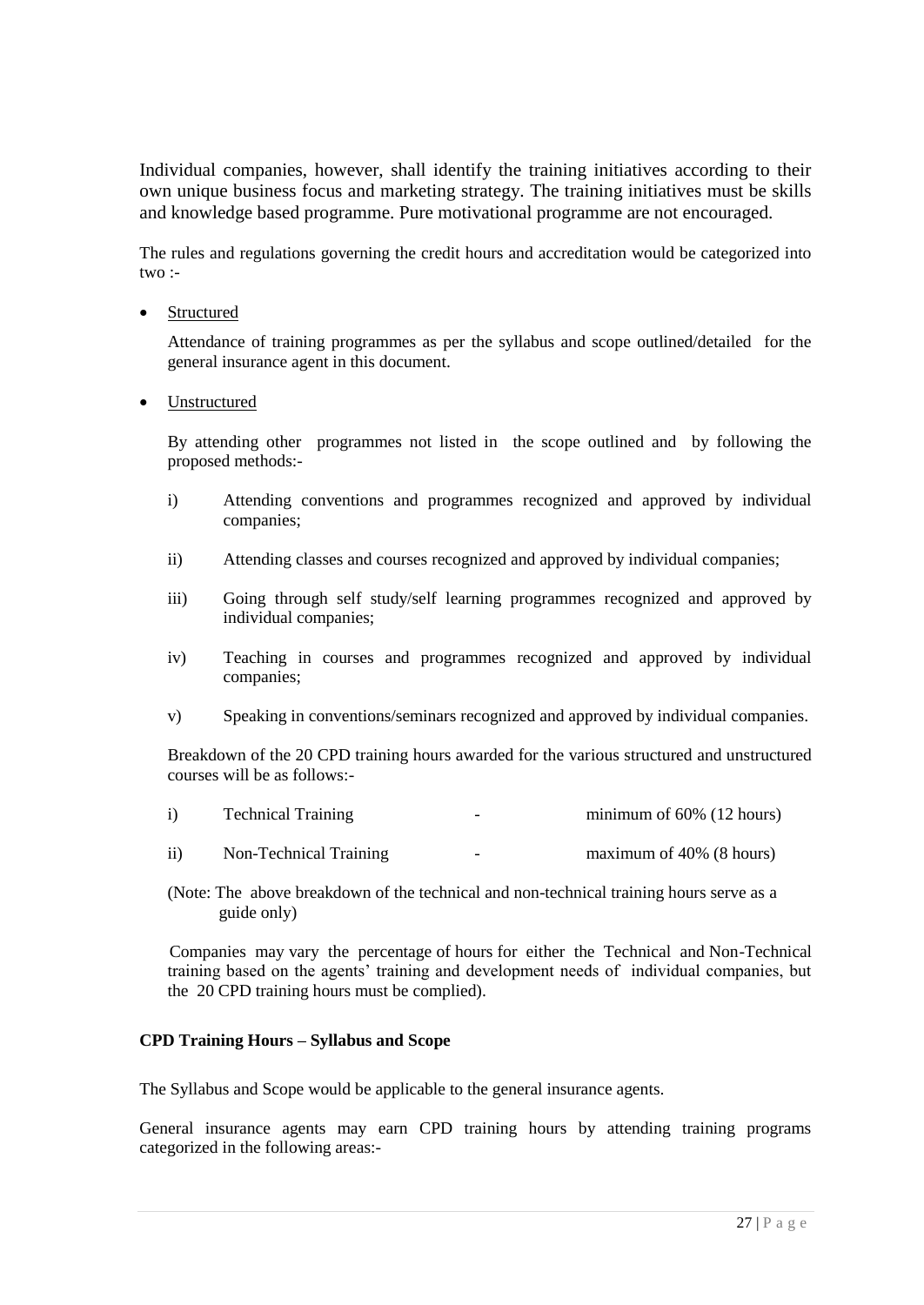Individual companies, however, shall identify the training initiatives according to their own unique business focus and marketing strategy. The training initiatives must be skills and knowledge based programme. Pure motivational programme are not encouraged.

The rules and regulations governing the credit hours and accreditation would be categorized into two :-

- <u>Structured</u>

  Attendance of training programmes as per the syllabus and scope outlined/detailed for the general insurance agent in this document.

- <u>Unstructured</u>

  By attending other programmes not listed in the scope outlined and by following the proposed methods:-

  i) Attending conventions and programmes recognized and approved by individual companies;

  ii) Attending classes and courses recognized and approved by individual companies;

  iii) Going through self study/self learning programmes recognized and approved by individual companies;

  iv) Teaching in courses and programmes recognized and approved by individual companies;

  v) Speaking in conventions/seminars recognized and approved by individual companies.

  Breakdown of the 20 CPD training hours awarded for the various structured and unstructured courses will be as follows:-

  i) Technical Training - minimum of 60% (12 hours)

  ii) Non-Technical Training - maximum of 40% (8 hours)

  (Note: The above breakdown of the technical and non-technical training hours serve as a guide only)

  Companies may vary the percentage of hours for either the Technical and Non-Technical training based on the agents' training and development needs of individual companies, but the 20 CPD training hours must be complied).

**CPD Training Hours – Syllabus and Scope**

The Syllabus and Scope would be applicable to the general insurance agents.

General insurance agents may earn CPD training hours by attending training programs categorized in the following areas:-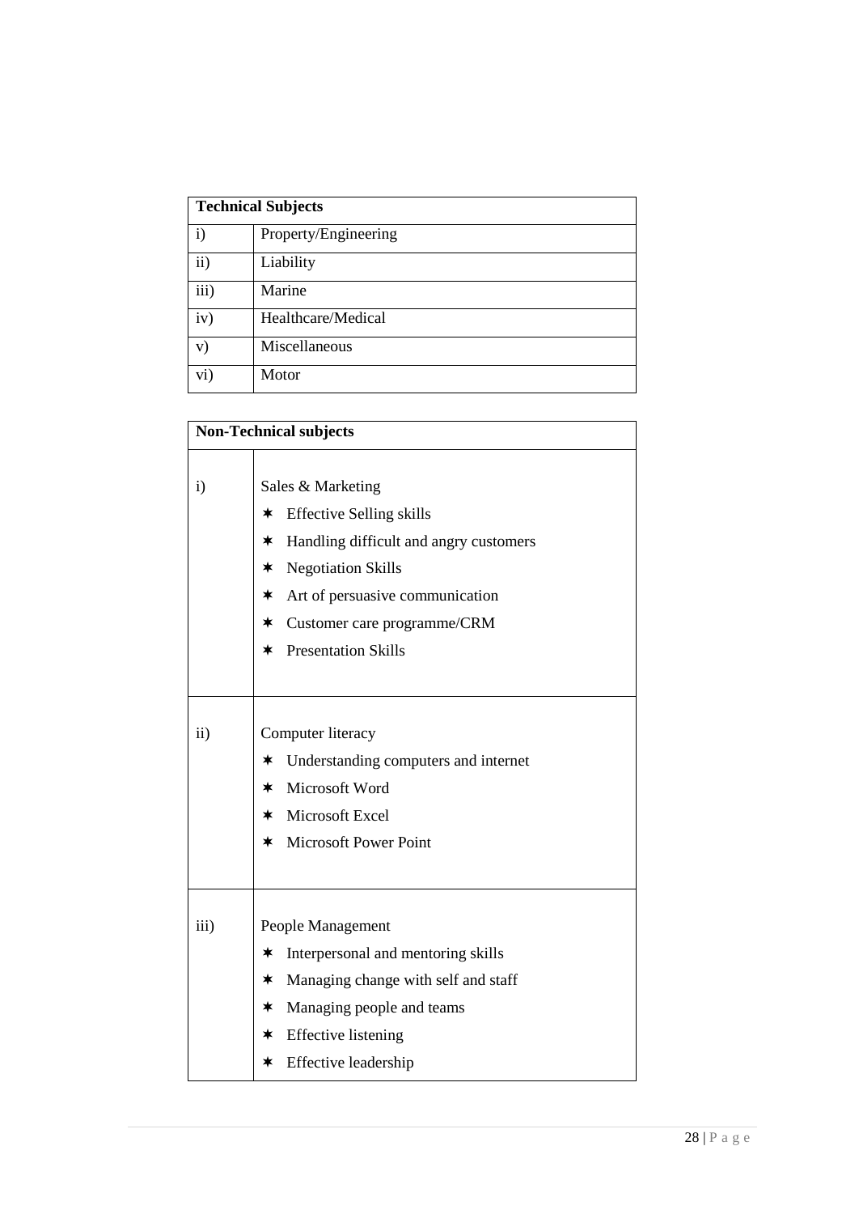| Technical Subjects | |
|---|---|
| i) | Property/Engineering |
| ii) | Liability |
| iii) | Marine |
| iv) | Healthcare/Medical |
| v) | Miscellaneous |
| vi) | Motor |

| Non-Technical subjects | |
|---|---|
| i) | Sales & Marketing<br>✶ Effective Selling skills<br>✶ Handling difficult and angry customers<br>✶ Negotiation Skills<br>✶ Art of persuasive communication<br>✶ Customer care programme/CRM<br>✶ Presentation Skills |
| ii) | Computer literacy<br>✶ Understanding computers and internet<br>✶ Microsoft Word<br>✶ Microsoft Excel<br>✶ Microsoft Power Point |
| iii) | People Management<br>✶ Interpersonal and mentoring skills<br>✶ Managing change with self and staff<br>✶ Managing people and teams<br>✶ Effective listening<br>✶ Effective leadership |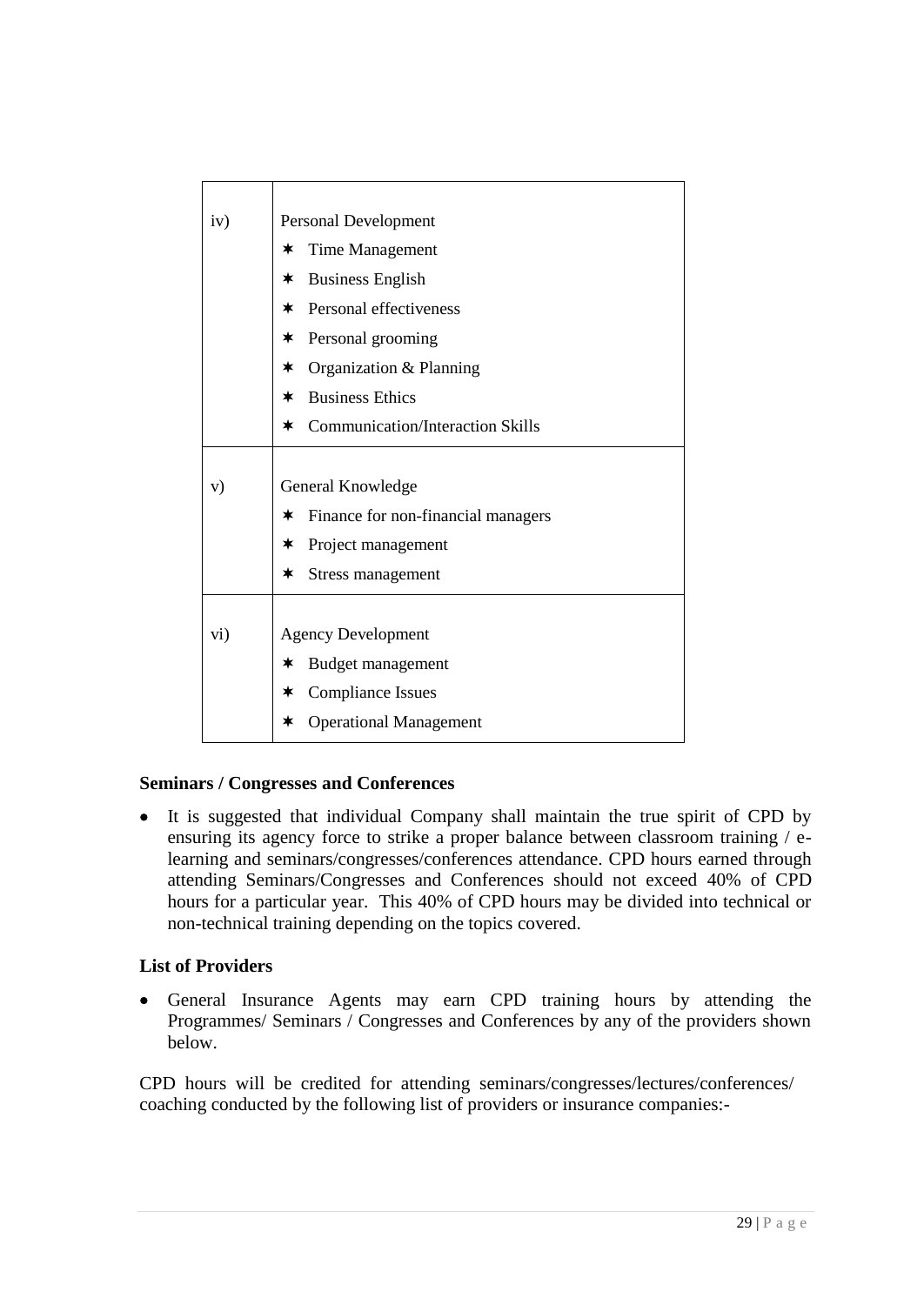| | |
|---|---|
| iv) | Personal Development<br>✶ Time Management<br>✶ Business English<br>✶ Personal effectiveness<br>✶ Personal grooming<br>✶ Organization & Planning<br>✶ Business Ethics<br>✶ Communication/Interaction Skills |
| v) | General Knowledge<br>✶ Finance for non-financial managers<br>✶ Project management<br>✶ Stress management |
| vi) | Agency Development<br>✶ Budget management<br>✶ Compliance Issues<br>✶ Operational Management |

**Seminars / Congresses and Conferences**

- It is suggested that individual Company shall maintain the true spirit of CPD by ensuring its agency force to strike a proper balance between classroom training / e-learning and seminars/congresses/conferences attendance. CPD hours earned through attending Seminars/Congresses and Conferences should not exceed 40% of CPD hours for a particular year. This 40% of CPD hours may be divided into technical or non-technical training depending on the topics covered.

**List of Providers**

- General Insurance Agents may earn CPD training hours by attending the Programmes/ Seminars / Congresses and Conferences by any of the providers shown below.

CPD hours will be credited for attending seminars/congresses/lectures/conferences/ coaching conducted by the following list of providers or insurance companies:-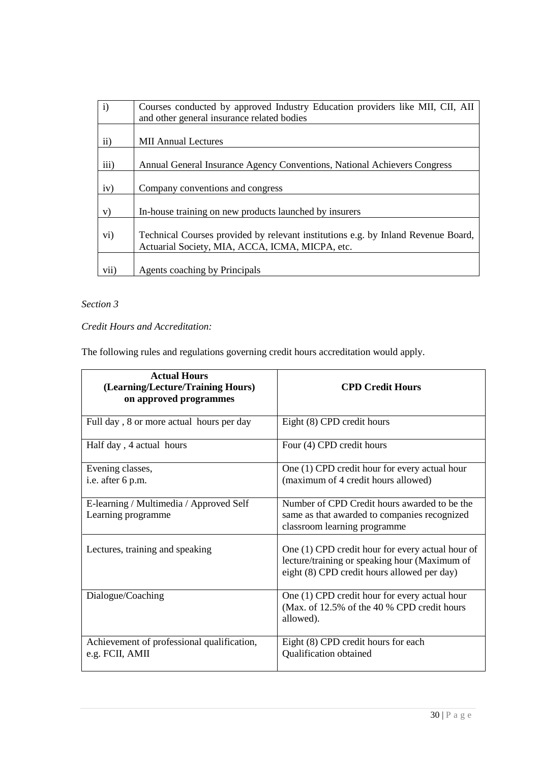| | |
|---|---|
| i) | Courses conducted by approved Industry Education providers like MII, CII, AII and other general insurance related bodies |
| ii) | MII Annual Lectures |
| iii) | Annual General Insurance Agency Conventions, National Achievers Congress |
| iv) | Company conventions and congress |
| v) | In-house training on new products launched by insurers |
| vi) | Technical Courses provided by relevant institutions e.g. by Inland Revenue Board, Actuarial Society, MIA, ACCA, ICMA, MICPA, etc. |
| vii) | Agents coaching by Principals |

*Section 3*

*Credit Hours and Accreditation:*

The following rules and regulations governing credit hours accreditation would apply.

| **Actual Hours (Learning/Lecture/Training Hours) on approved programmes** | **CPD Credit Hours** |
|---|---|
| Full day , 8 or more actual hours per day | Eight (8) CPD credit hours |
| Half day , 4 actual hours | Four (4) CPD credit hours |
| Evening classes, i.e. after 6 p.m. | One (1) CPD credit hour for every actual hour (maximum of 4 credit hours allowed) |
| E-learning / Multimedia / Approved Self Learning programme | Number of CPD Credit hours awarded to be the same as that awarded to companies recognized classroom learning programme |
| Lectures, training and speaking | One (1) CPD credit hour for every actual hour of lecture/training or speaking hour (Maximum of eight (8) CPD credit hours allowed per day) |
| Dialogue/Coaching | One (1) CPD credit hour for every actual hour (Max. of 12.5% of the 40 % CPD credit hours allowed). |
| Achievement of professional qualification, e.g. FCII, AMII | Eight (8) CPD credit hours for each Qualification obtained |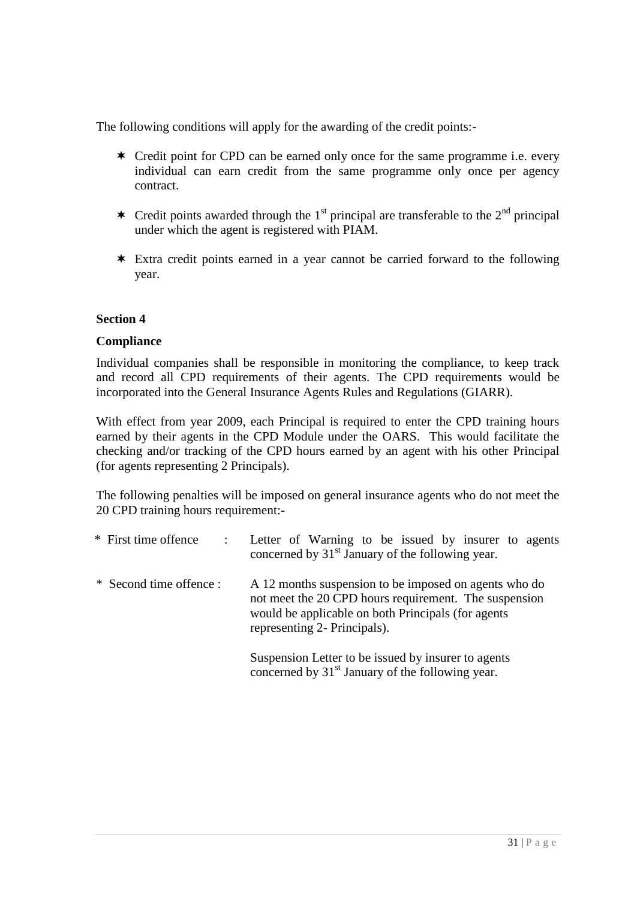The following conditions will apply for the awarding of the credit points:-

- Credit point for CPD can be earned only once for the same programme i.e. every individual can earn credit from the same programme only once per agency contract.
- Credit points awarded through the 1st principal are transferable to the 2nd principal under which the agent is registered with PIAM.
- Extra credit points earned in a year cannot be carried forward to the following year.

**Section 4**

**Compliance**

Individual companies shall be responsible in monitoring the compliance, to keep track and record all CPD requirements of their agents. The CPD requirements would be incorporated into the General Insurance Agents Rules and Regulations (GIARR).

With effect from year 2009, each Principal is required to enter the CPD training hours earned by their agents in the CPD Module under the OARS. This would facilitate the checking and/or tracking of the CPD hours earned by an agent with his other Principal (for agents representing 2 Principals).

The following penalties will be imposed on general insurance agents who do not meet the 20 CPD training hours requirement:-

* First time offence : Letter of Warning to be issued by insurer to agents concerned by 31st January of the following year.

* Second time offence : A 12 months suspension to be imposed on agents who do not meet the 20 CPD hours requirement. The suspension would be applicable on both Principals (for agents representing 2- Principals).

  Suspension Letter to be issued by insurer to agents concerned by 31st January of the following year.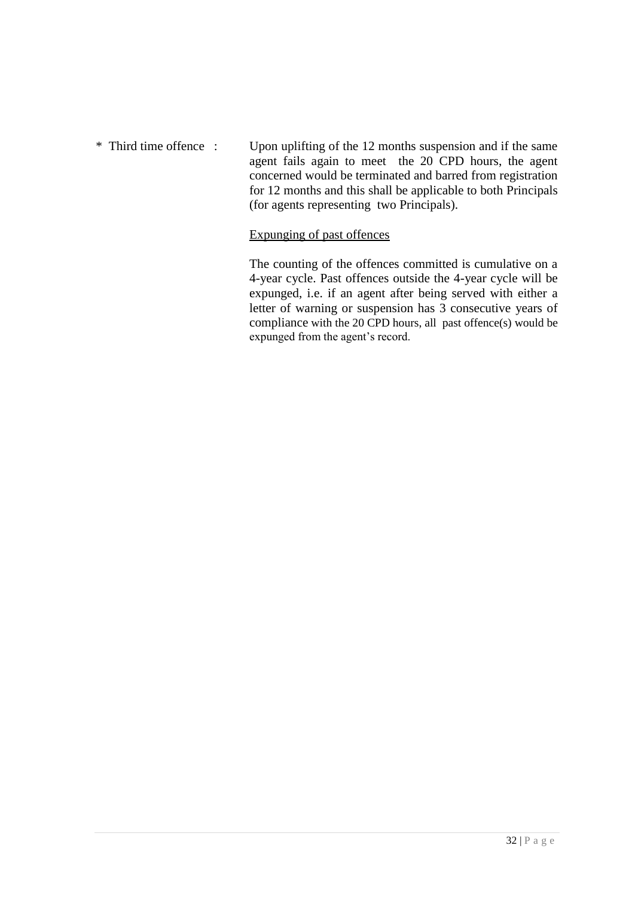* Third time offence : Upon uplifting of the 12 months suspension and if the same agent fails again to meet the 20 CPD hours, the agent concerned would be terminated and barred from registration for 12 months and this shall be applicable to both Principals (for agents representing two Principals).

<u>Expunging of past offences</u>

The counting of the offences committed is cumulative on a 4-year cycle. Past offences outside the 4-year cycle will be expunged, i.e. if an agent after being served with either a letter of warning or suspension has 3 consecutive years of compliance with the 20 CPD hours, all past offence(s) would be expunged from the agent's record.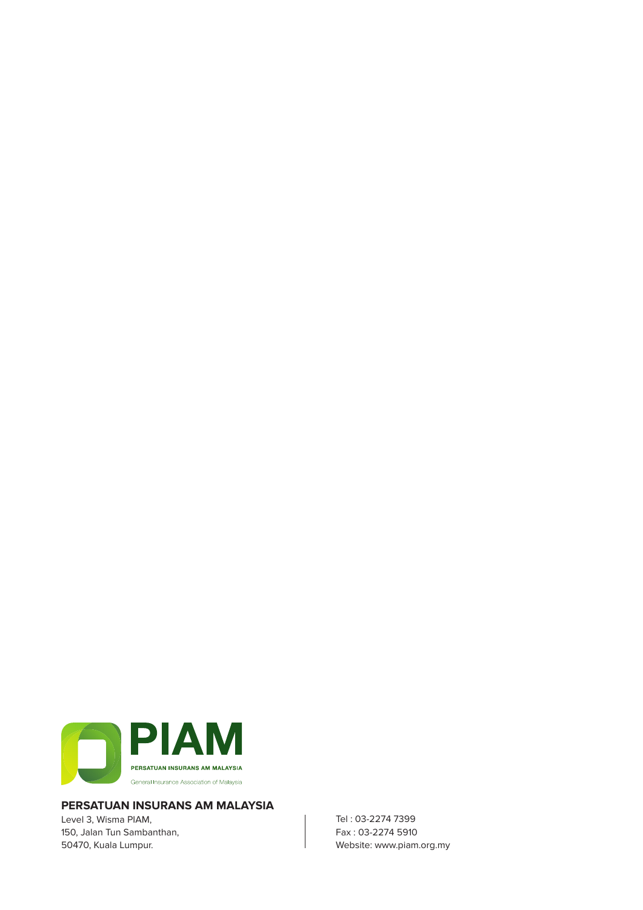PIAM

PERSATUAN INSURANS AM MALAYSIA

General Insurance Association of Malaysia

**PERSATUAN INSURANS AM MALAYSIA**

Level 3, Wisma PIAM,
150, Jalan Tun Sambanthan,
50470, Kuala Lumpur.

Tel : 03-2274 7399
Fax : 03-2274 5910
Website: www.piam.org.my